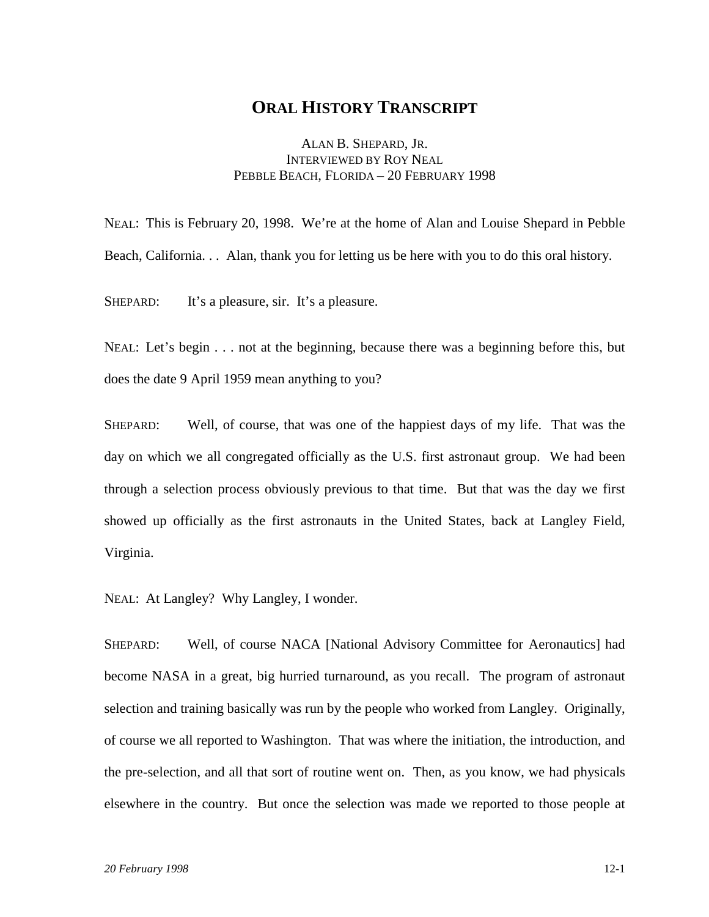# ORAL HISTORY TRANSCRIPT

ALAN B. SHEPARD, JR.
INTERVIEWED BY ROY NEAL
PEBBLE BEACH, FLORIDA – 20 FEBRUARY 1998

NEAL: This is February 20, 1998. We're at the home of Alan and Louise Shepard in Pebble Beach, California. . . Alan, thank you for letting us be here with you to do this oral history.

SHEPARD: It's a pleasure, sir. It's a pleasure.

NEAL: Let's begin . . . not at the beginning, because there was a beginning before this, but does the date 9 April 1959 mean anything to you?

SHEPARD: Well, of course, that was one of the happiest days of my life. That was the day on which we all congregated officially as the U.S. first astronaut group. We had been through a selection process obviously previous to that time. But that was the day we first showed up officially as the first astronauts in the United States, back at Langley Field, Virginia.

NEAL: At Langley? Why Langley, I wonder.

SHEPARD: Well, of course NACA [National Advisory Committee for Aeronautics] had become NASA in a great, big hurried turnaround, as you recall. The program of astronaut selection and training basically was run by the people who worked from Langley. Originally, of course we all reported to Washington. That was where the initiation, the introduction, and the pre-selection, and all that sort of routine went on. Then, as you know, we had physicals elsewhere in the country. But once the selection was made we reported to those people at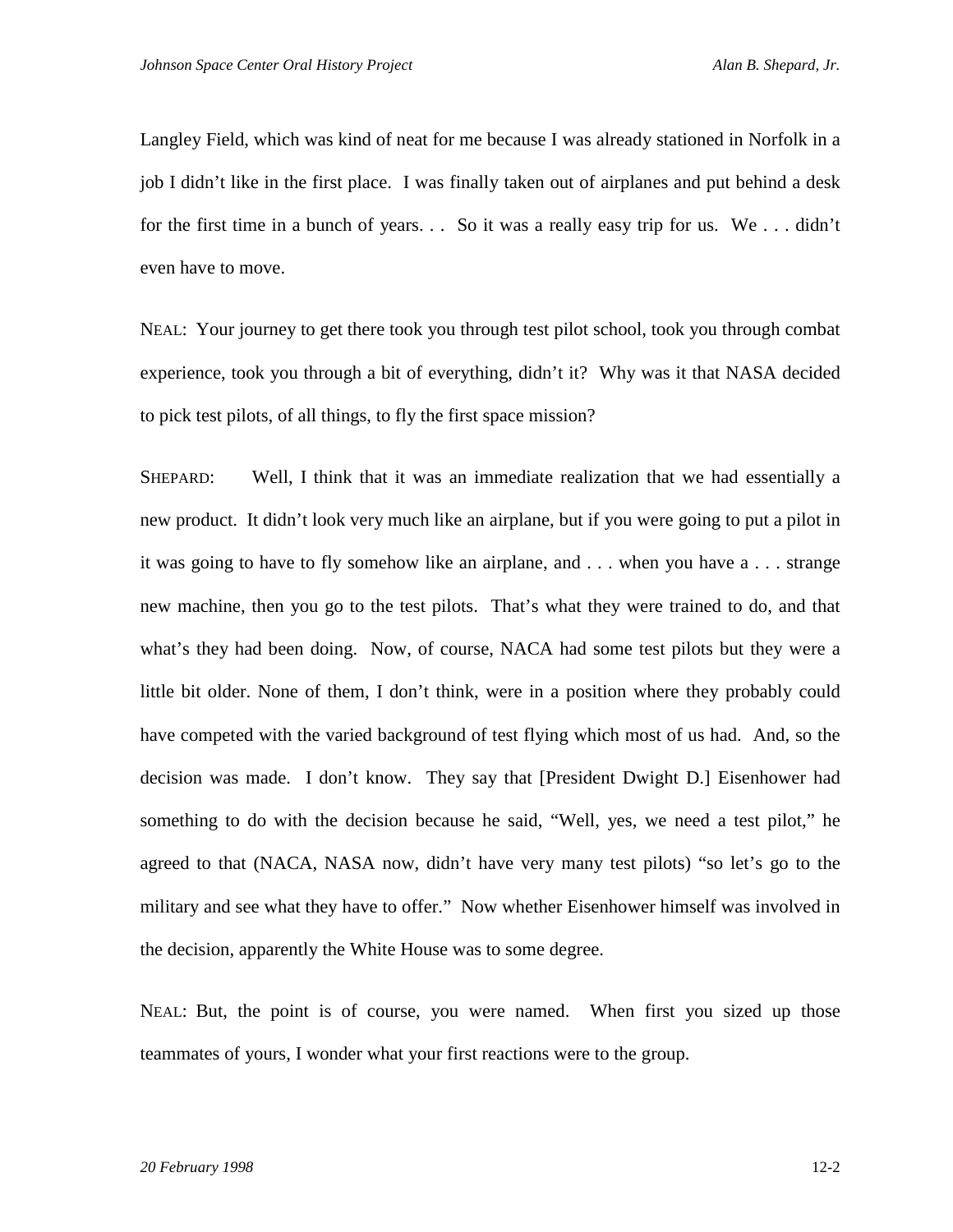Langley Field, which was kind of neat for me because I was already stationed in Norfolk in a job I didn't like in the first place. I was finally taken out of airplanes and put behind a desk for the first time in a bunch of years. . . So it was a really easy trip for us. We . . . didn't even have to move.

NEAL: Your journey to get there took you through test pilot school, took you through combat experience, took you through a bit of everything, didn't it? Why was it that NASA decided to pick test pilots, of all things, to fly the first space mission?

SHEPARD: Well, I think that it was an immediate realization that we had essentially a new product. It didn't look very much like an airplane, but if you were going to put a pilot in it was going to have to fly somehow like an airplane, and . . . when you have a . . . strange new machine, then you go to the test pilots. That's what they were trained to do, and that what's they had been doing. Now, of course, NACA had some test pilots but they were a little bit older. None of them, I don't think, were in a position where they probably could have competed with the varied background of test flying which most of us had. And, so the decision was made. I don't know. They say that [President Dwight D.] Eisenhower had something to do with the decision because he said, "Well, yes, we need a test pilot," he agreed to that (NACA, NASA now, didn't have very many test pilots) "so let's go to the military and see what they have to offer." Now whether Eisenhower himself was involved in the decision, apparently the White House was to some degree.

NEAL: But, the point is of course, you were named. When first you sized up those teammates of yours, I wonder what your first reactions were to the group.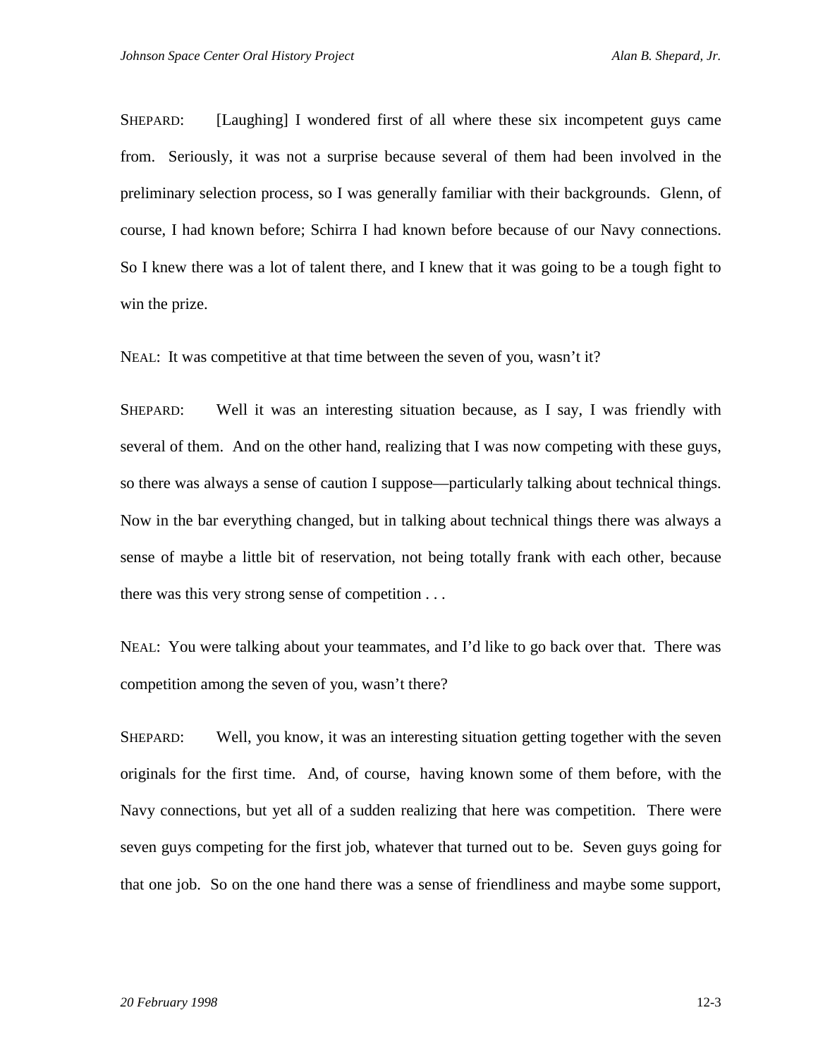SHEPARD: [Laughing] I wondered first of all where these six incompetent guys came from. Seriously, it was not a surprise because several of them had been involved in the preliminary selection process, so I was generally familiar with their backgrounds. Glenn, of course, I had known before; Schirra I had known before because of our Navy connections. So I knew there was a lot of talent there, and I knew that it was going to be a tough fight to win the prize.

NEAL: It was competitive at that time between the seven of you, wasn't it?

SHEPARD: Well it was an interesting situation because, as I say, I was friendly with several of them. And on the other hand, realizing that I was now competing with these guys, so there was always a sense of caution I suppose—particularly talking about technical things. Now in the bar everything changed, but in talking about technical things there was always a sense of maybe a little bit of reservation, not being totally frank with each other, because there was this very strong sense of competition . . .

NEAL: You were talking about your teammates, and I'd like to go back over that. There was competition among the seven of you, wasn't there?

SHEPARD: Well, you know, it was an interesting situation getting together with the seven originals for the first time. And, of course, having known some of them before, with the Navy connections, but yet all of a sudden realizing that here was competition. There were seven guys competing for the first job, whatever that turned out to be. Seven guys going for that one job. So on the one hand there was a sense of friendliness and maybe some support,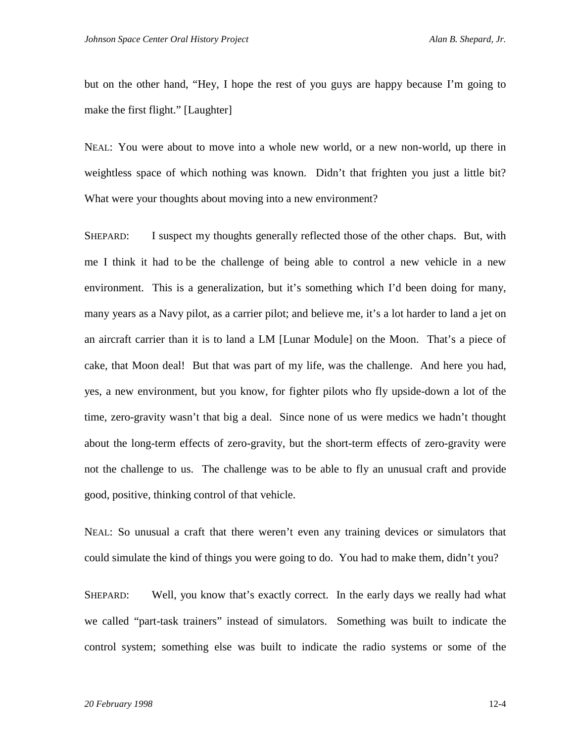but on the other hand, "Hey, I hope the rest of you guys are happy because I'm going to make the first flight." [Laughter]

NEAL: You were about to move into a whole new world, or a new non-world, up there in weightless space of which nothing was known. Didn't that frighten you just a little bit? What were your thoughts about moving into a new environment?

SHEPARD: I suspect my thoughts generally reflected those of the other chaps. But, with me I think it had to be the challenge of being able to control a new vehicle in a new environment. This is a generalization, but it's something which I'd been doing for many, many years as a Navy pilot, as a carrier pilot; and believe me, it's a lot harder to land a jet on an aircraft carrier than it is to land a LM [Lunar Module] on the Moon. That's a piece of cake, that Moon deal! But that was part of my life, was the challenge. And here you had, yes, a new environment, but you know, for fighter pilots who fly upside-down a lot of the time, zero-gravity wasn't that big a deal. Since none of us were medics we hadn't thought about the long-term effects of zero-gravity, but the short-term effects of zero-gravity were not the challenge to us. The challenge was to be able to fly an unusual craft and provide good, positive, thinking control of that vehicle.

NEAL: So unusual a craft that there weren't even any training devices or simulators that could simulate the kind of things you were going to do. You had to make them, didn't you?

SHEPARD: Well, you know that's exactly correct. In the early days we really had what we called "part-task trainers" instead of simulators. Something was built to indicate the control system; something else was built to indicate the radio systems or some of the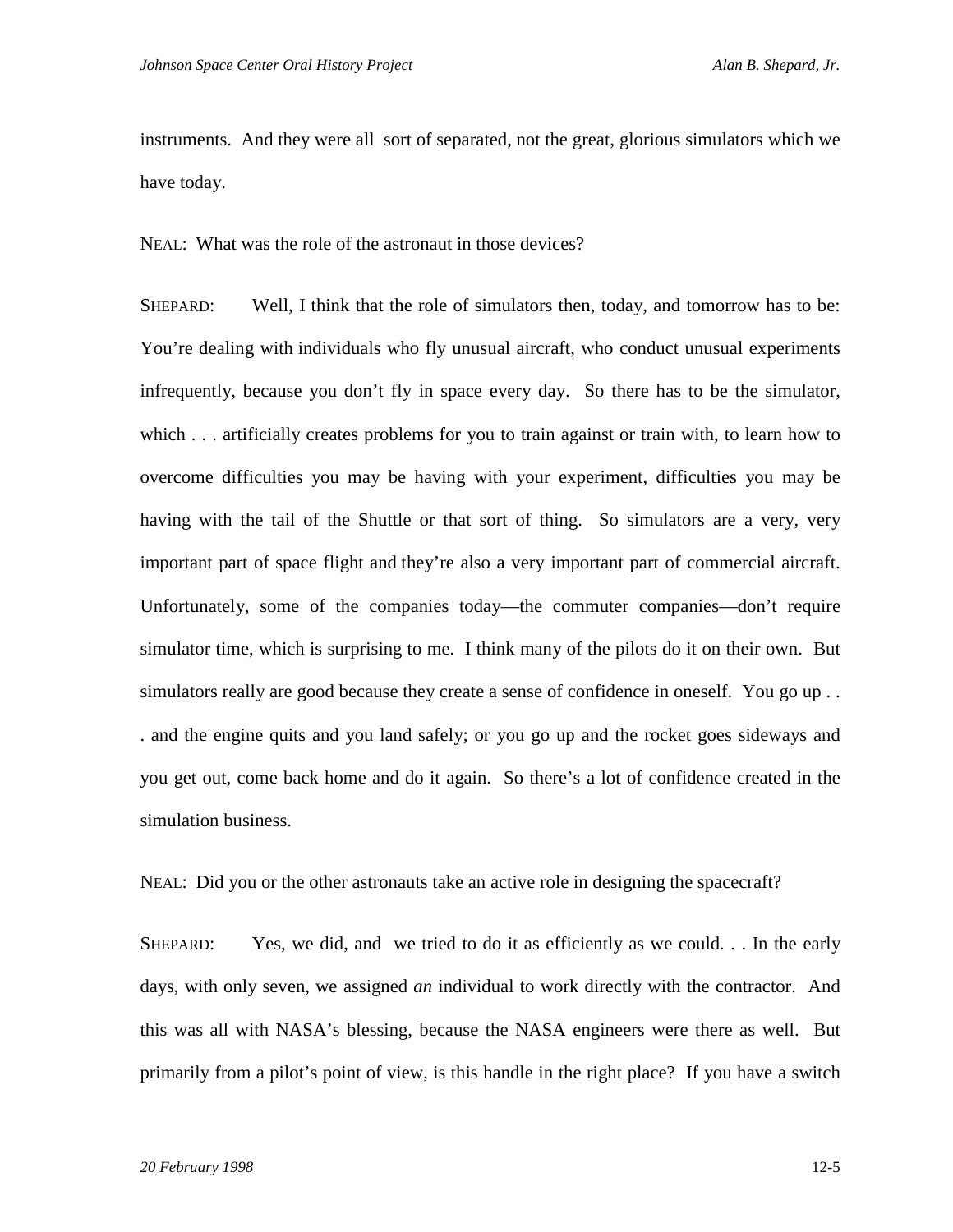instruments. And they were all sort of separated, not the great, glorious simulators which we have today.

NEAL: What was the role of the astronaut in those devices?

SHEPARD: Well, I think that the role of simulators then, today, and tomorrow has to be: You're dealing with individuals who fly unusual aircraft, who conduct unusual experiments infrequently, because you don't fly in space every day. So there has to be the simulator, which . . . artificially creates problems for you to train against or train with, to learn how to overcome difficulties you may be having with your experiment, difficulties you may be having with the tail of the Shuttle or that sort of thing. So simulators are a very, very important part of space flight and they're also a very important part of commercial aircraft. Unfortunately, some of the companies today—the commuter companies—don't require simulator time, which is surprising to me. I think many of the pilots do it on their own. But simulators really are good because they create a sense of confidence in oneself. You go up . . . and the engine quits and you land safely; or you go up and the rocket goes sideways and you get out, come back home and do it again. So there's a lot of confidence created in the simulation business.

NEAL: Did you or the other astronauts take an active role in designing the spacecraft?

SHEPARD: Yes, we did, and we tried to do it as efficiently as we could. . . In the early days, with only seven, we assigned *an* individual to work directly with the contractor. And this was all with NASA's blessing, because the NASA engineers were there as well. But primarily from a pilot's point of view, is this handle in the right place? If you have a switch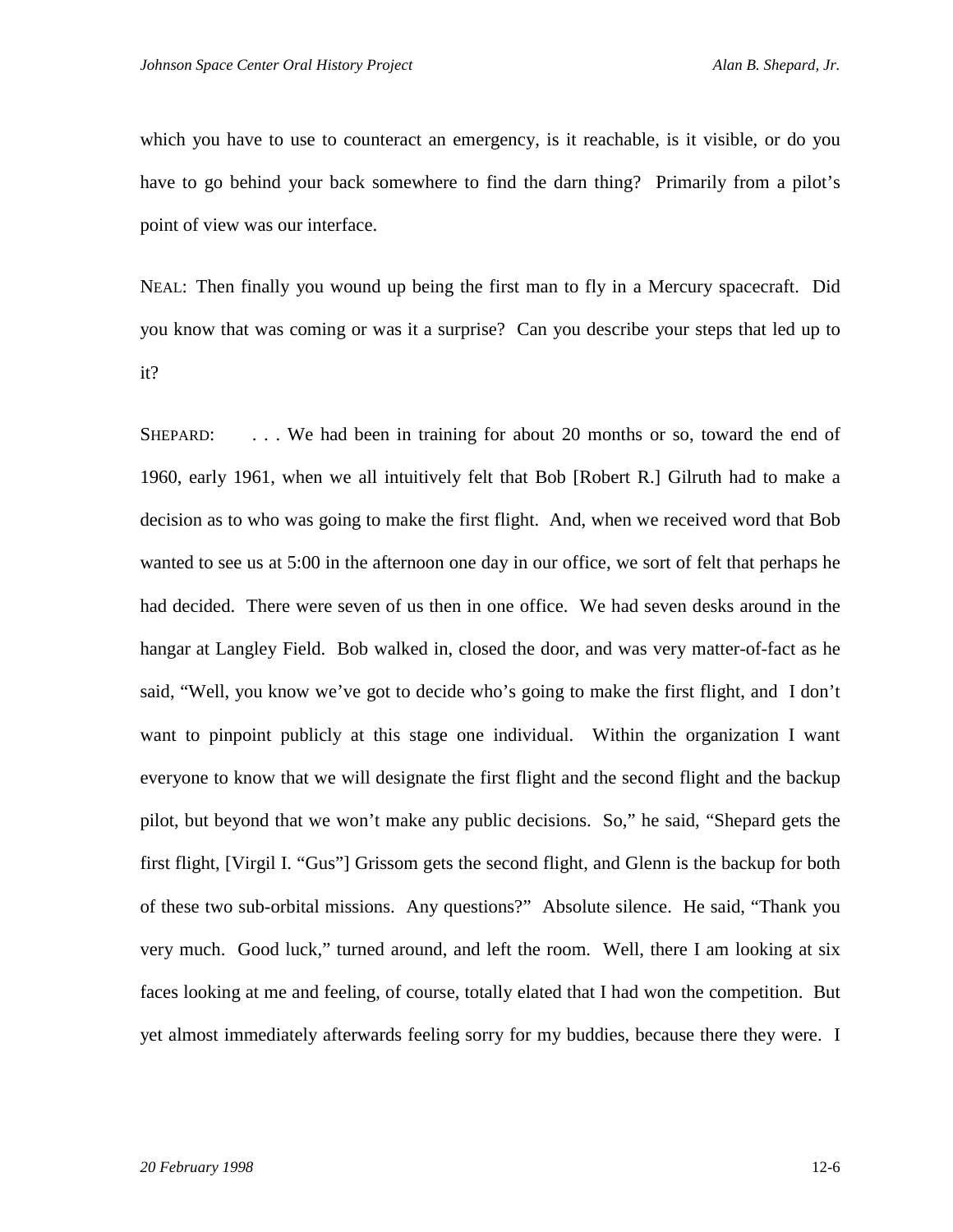which you have to use to counteract an emergency, is it reachable, is it visible, or do you have to go behind your back somewhere to find the darn thing? Primarily from a pilot's point of view was our interface.

NEAL: Then finally you wound up being the first man to fly in a Mercury spacecraft. Did you know that was coming or was it a surprise? Can you describe your steps that led up to it?

SHEPARD: . . . We had been in training for about 20 months or so, toward the end of 1960, early 1961, when we all intuitively felt that Bob [Robert R.] Gilruth had to make a decision as to who was going to make the first flight. And, when we received word that Bob wanted to see us at 5:00 in the afternoon one day in our office, we sort of felt that perhaps he had decided. There were seven of us then in one office. We had seven desks around in the hangar at Langley Field. Bob walked in, closed the door, and was very matter-of-fact as he said, "Well, you know we've got to decide who's going to make the first flight, and I don't want to pinpoint publicly at this stage one individual. Within the organization I want everyone to know that we will designate the first flight and the second flight and the backup pilot, but beyond that we won't make any public decisions. So," he said, "Shepard gets the first flight, [Virgil I. "Gus"] Grissom gets the second flight, and Glenn is the backup for both of these two sub-orbital missions. Any questions?" Absolute silence. He said, "Thank you very much. Good luck," turned around, and left the room. Well, there I am looking at six faces looking at me and feeling, of course, totally elated that I had won the competition. But yet almost immediately afterwards feeling sorry for my buddies, because there they were. I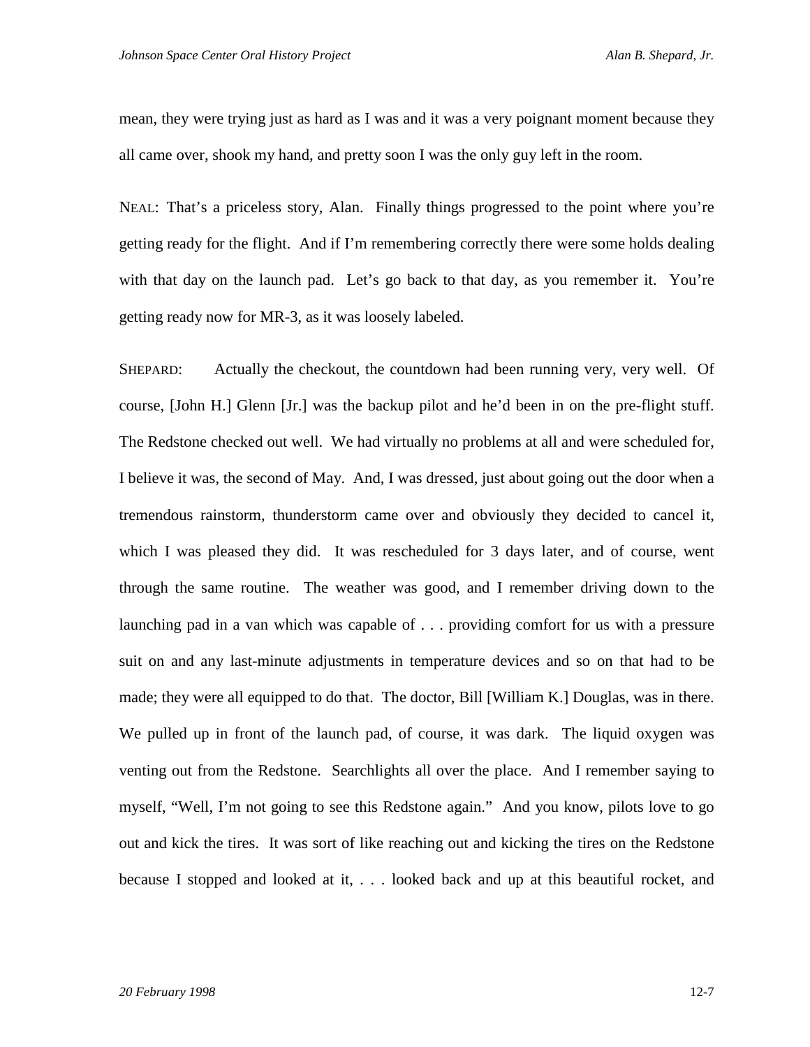mean, they were trying just as hard as I was and it was a very poignant moment because they all came over, shook my hand, and pretty soon I was the only guy left in the room.

NEAL: That's a priceless story, Alan. Finally things progressed to the point where you're getting ready for the flight. And if I'm remembering correctly there were some holds dealing with that day on the launch pad. Let's go back to that day, as you remember it. You're getting ready now for MR-3, as it was loosely labeled.

SHEPARD: Actually the checkout, the countdown had been running very, very well. Of course, [John H.] Glenn [Jr.] was the backup pilot and he'd been in on the pre-flight stuff. The Redstone checked out well. We had virtually no problems at all and were scheduled for, I believe it was, the second of May. And, I was dressed, just about going out the door when a tremendous rainstorm, thunderstorm came over and obviously they decided to cancel it, which I was pleased they did. It was rescheduled for 3 days later, and of course, went through the same routine. The weather was good, and I remember driving down to the launching pad in a van which was capable of . . . providing comfort for us with a pressure suit on and any last-minute adjustments in temperature devices and so on that had to be made; they were all equipped to do that. The doctor, Bill [William K.] Douglas, was in there. We pulled up in front of the launch pad, of course, it was dark. The liquid oxygen was venting out from the Redstone. Searchlights all over the place. And I remember saying to myself, "Well, I'm not going to see this Redstone again." And you know, pilots love to go out and kick the tires. It was sort of like reaching out and kicking the tires on the Redstone because I stopped and looked at it, . . . looked back and up at this beautiful rocket, and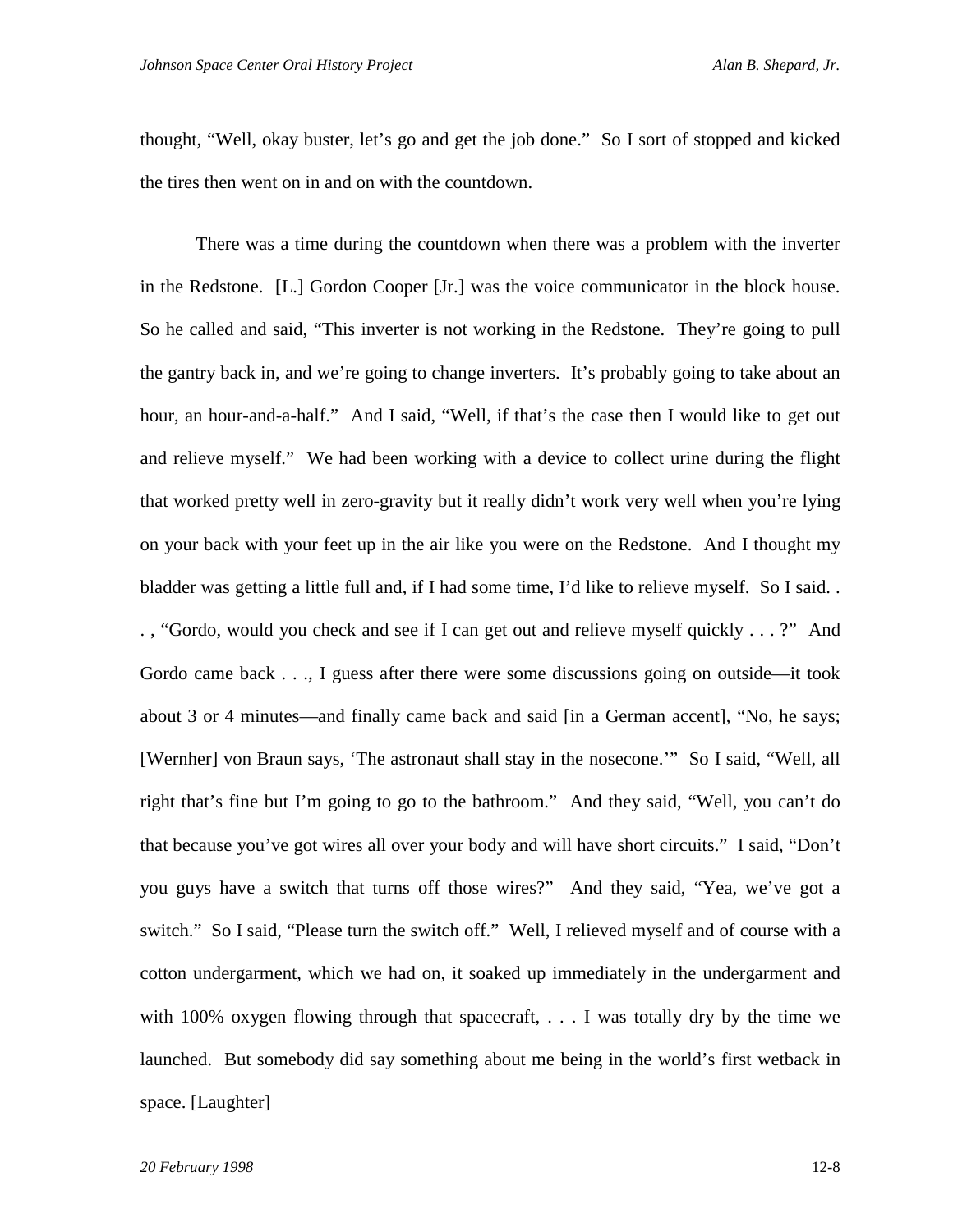thought, "Well, okay buster, let's go and get the job done." So I sort of stopped and kicked the tires then went on in and on with the countdown.

There was a time during the countdown when there was a problem with the inverter in the Redstone. [L.] Gordon Cooper [Jr.] was the voice communicator in the block house. So he called and said, "This inverter is not working in the Redstone. They're going to pull the gantry back in, and we're going to change inverters. It's probably going to take about an hour, an hour-and-a-half." And I said, "Well, if that's the case then I would like to get out and relieve myself." We had been working with a device to collect urine during the flight that worked pretty well in zero-gravity but it really didn't work very well when you're lying on your back with your feet up in the air like you were on the Redstone. And I thought my bladder was getting a little full and, if I had some time, I'd like to relieve myself. So I said. . . , "Gordo, would you check and see if I can get out and relieve myself quickly . . . ?" And Gordo came back . . ., I guess after there were some discussions going on outside—it took about 3 or 4 minutes—and finally came back and said [in a German accent], "No, he says; [Wernher] von Braun says, 'The astronaut shall stay in the nosecone.'" So I said, "Well, all right that's fine but I'm going to go to the bathroom." And they said, "Well, you can't do that because you've got wires all over your body and will have short circuits." I said, "Don't you guys have a switch that turns off those wires?" And they said, "Yea, we've got a switch." So I said, "Please turn the switch off." Well, I relieved myself and of course with a cotton undergarment, which we had on, it soaked up immediately in the undergarment and with 100% oxygen flowing through that spacecraft, . . . I was totally dry by the time we launched. But somebody did say something about me being in the world's first wetback in space. [Laughter]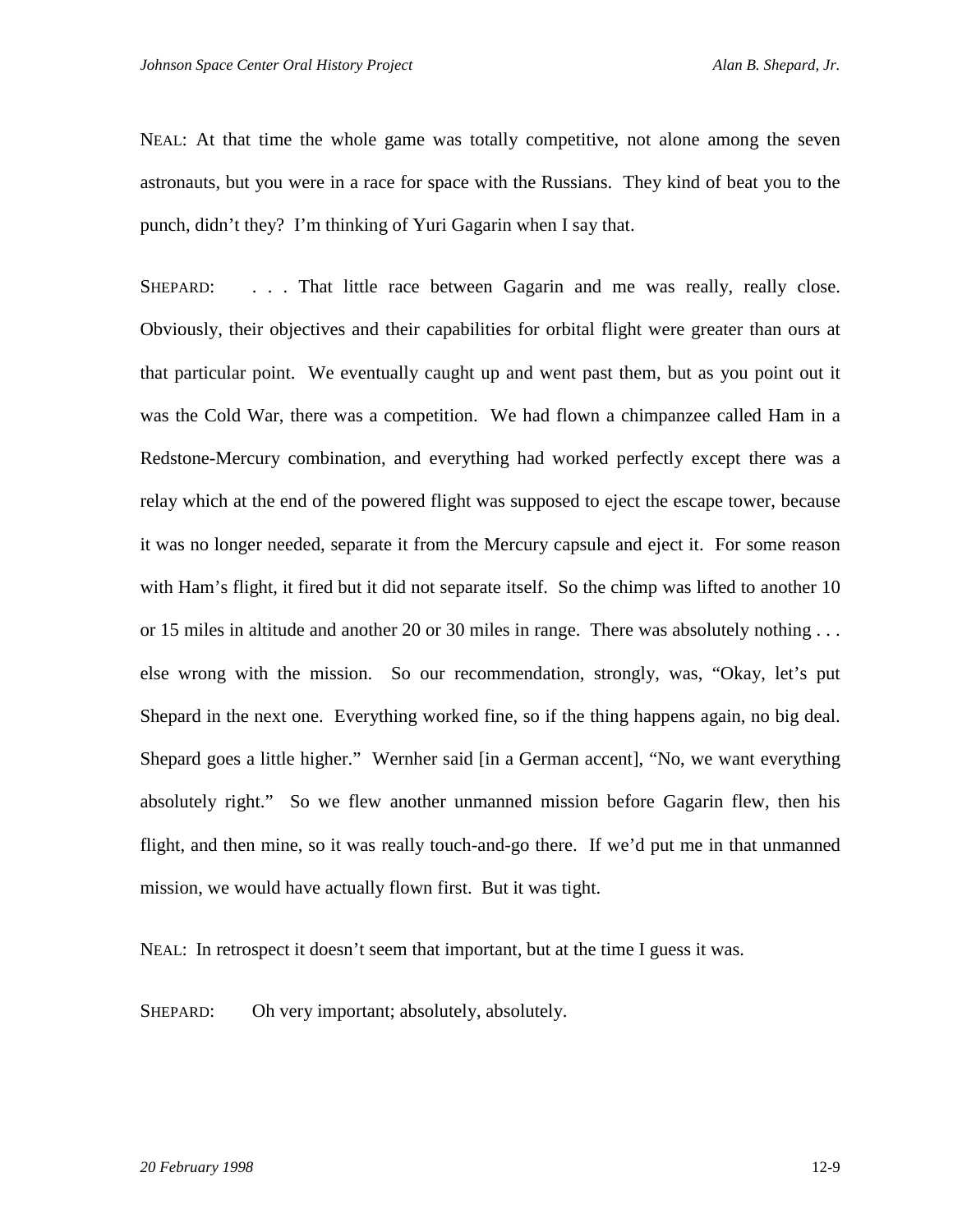NEAL: At that time the whole game was totally competitive, not alone among the seven astronauts, but you were in a race for space with the Russians. They kind of beat you to the punch, didn't they? I'm thinking of Yuri Gagarin when I say that.

SHEPARD: . . . That little race between Gagarin and me was really, really close. Obviously, their objectives and their capabilities for orbital flight were greater than ours at that particular point. We eventually caught up and went past them, but as you point out it was the Cold War, there was a competition. We had flown a chimpanzee called Ham in a Redstone-Mercury combination, and everything had worked perfectly except there was a relay which at the end of the powered flight was supposed to eject the escape tower, because it was no longer needed, separate it from the Mercury capsule and eject it. For some reason with Ham's flight, it fired but it did not separate itself. So the chimp was lifted to another 10 or 15 miles in altitude and another 20 or 30 miles in range. There was absolutely nothing . . . else wrong with the mission. So our recommendation, strongly, was, "Okay, let's put Shepard in the next one. Everything worked fine, so if the thing happens again, no big deal. Shepard goes a little higher." Wernher said [in a German accent], "No, we want everything absolutely right." So we flew another unmanned mission before Gagarin flew, then his flight, and then mine, so it was really touch-and-go there. If we'd put me in that unmanned mission, we would have actually flown first. But it was tight.

NEAL: In retrospect it doesn't seem that important, but at the time I guess it was.

SHEPARD: Oh very important; absolutely, absolutely.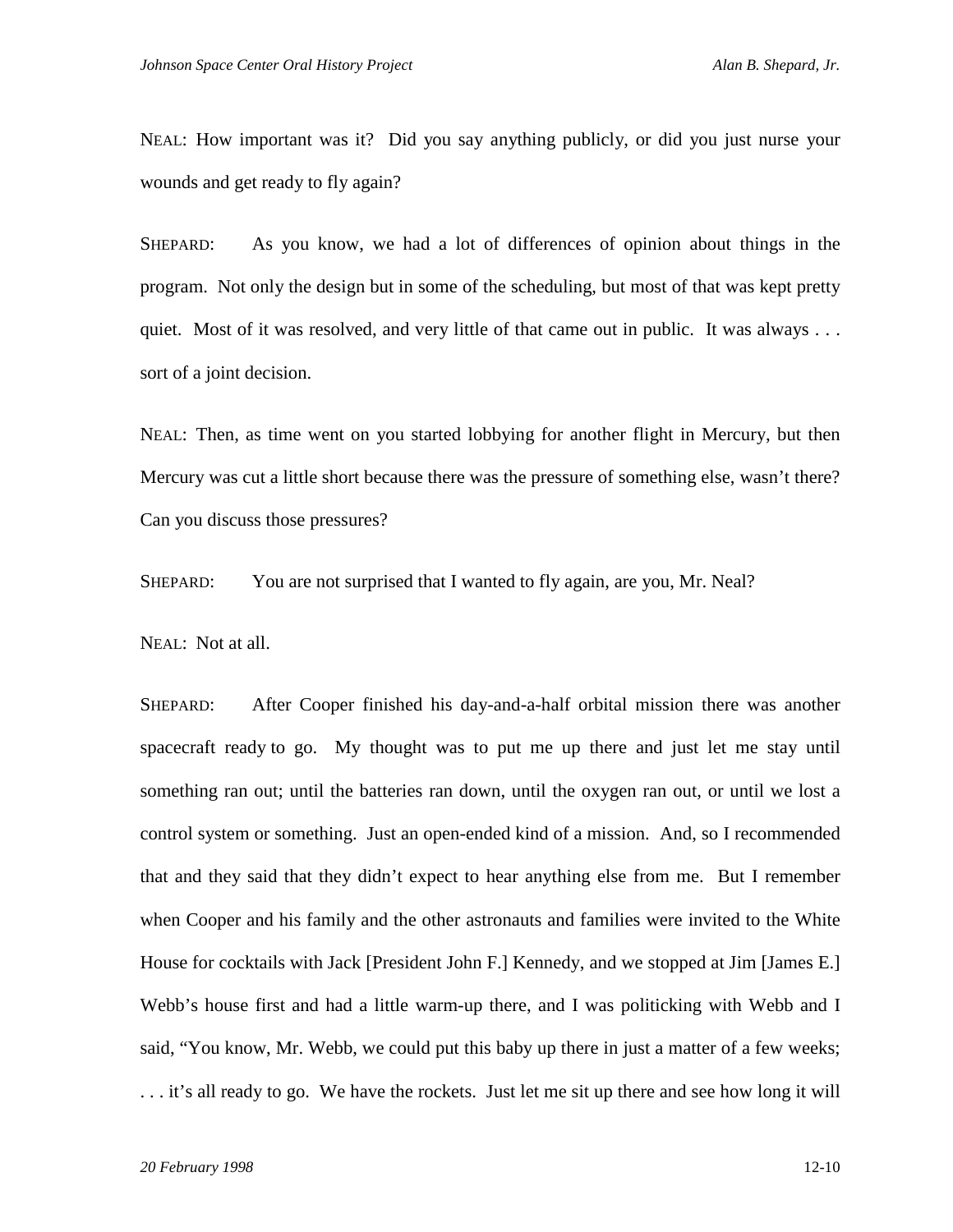NEAL: How important was it? Did you say anything publicly, or did you just nurse your wounds and get ready to fly again?

SHEPARD: As you know, we had a lot of differences of opinion about things in the program. Not only the design but in some of the scheduling, but most of that was kept pretty quiet. Most of it was resolved, and very little of that came out in public. It was always . . . sort of a joint decision.

NEAL: Then, as time went on you started lobbying for another flight in Mercury, but then Mercury was cut a little short because there was the pressure of something else, wasn't there? Can you discuss those pressures?

SHEPARD: You are not surprised that I wanted to fly again, are you, Mr. Neal?

NEAL: Not at all.

SHEPARD: After Cooper finished his day-and-a-half orbital mission there was another spacecraft ready to go. My thought was to put me up there and just let me stay until something ran out; until the batteries ran down, until the oxygen ran out, or until we lost a control system or something. Just an open-ended kind of a mission. And, so I recommended that and they said that they didn't expect to hear anything else from me. But I remember when Cooper and his family and the other astronauts and families were invited to the White House for cocktails with Jack [President John F.] Kennedy, and we stopped at Jim [James E.] Webb's house first and had a little warm-up there, and I was politicking with Webb and I said, "You know, Mr. Webb, we could put this baby up there in just a matter of a few weeks; . . . it's all ready to go. We have the rockets. Just let me sit up there and see how long it will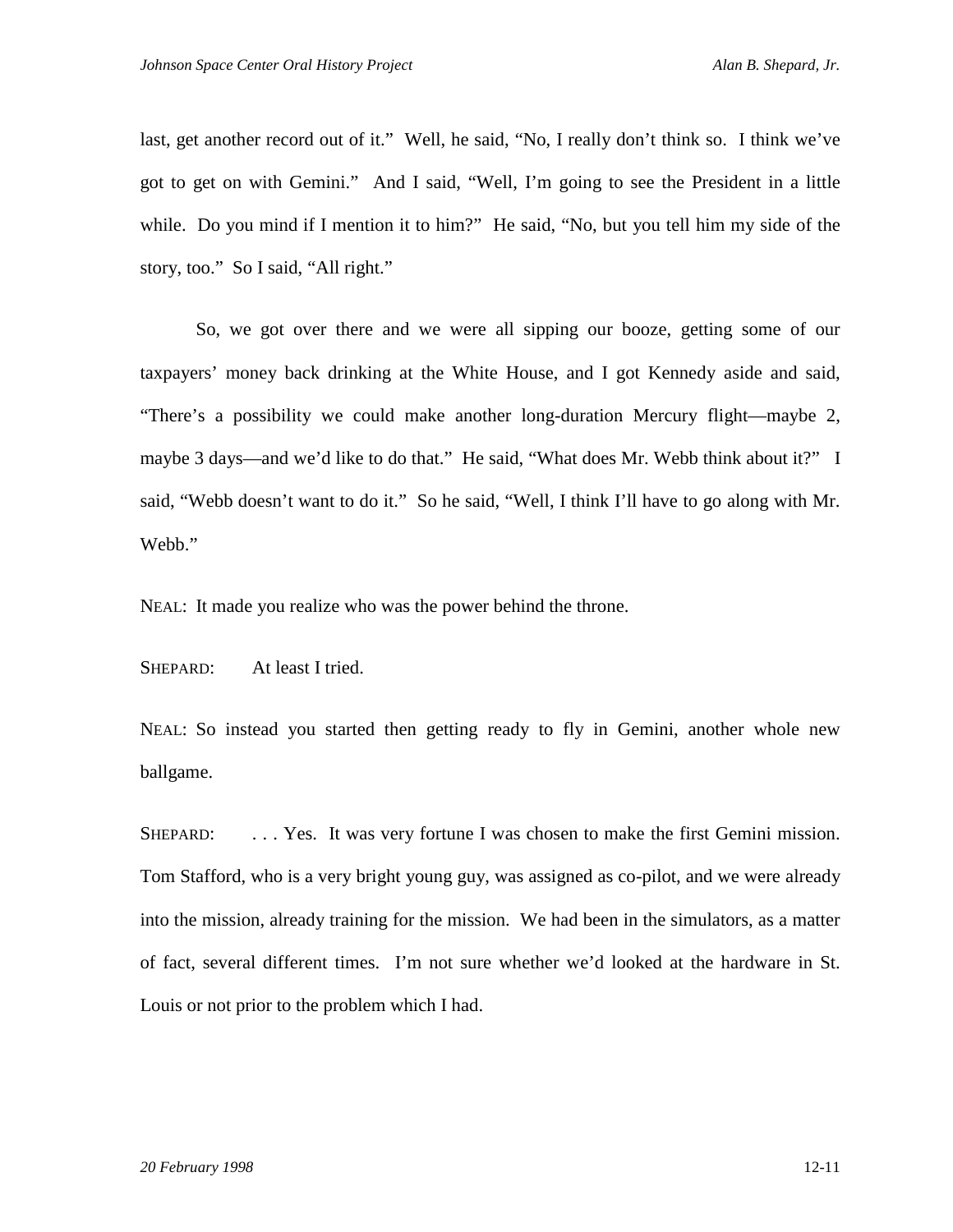last, get another record out of it." Well, he said, "No, I really don't think so. I think we've got to get on with Gemini." And I said, "Well, I'm going to see the President in a little while. Do you mind if I mention it to him?" He said, "No, but you tell him my side of the story, too." So I said, "All right."

So, we got over there and we were all sipping our booze, getting some of our taxpayers' money back drinking at the White House, and I got Kennedy aside and said, "There's a possibility we could make another long-duration Mercury flight—maybe 2, maybe 3 days—and we'd like to do that." He said, "What does Mr. Webb think about it?" I said, "Webb doesn't want to do it." So he said, "Well, I think I'll have to go along with Mr. Webb."

NEAL: It made you realize who was the power behind the throne.

SHEPARD: At least I tried.

NEAL: So instead you started then getting ready to fly in Gemini, another whole new ballgame.

SHEPARD: . . . Yes. It was very fortune I was chosen to make the first Gemini mission. Tom Stafford, who is a very bright young guy, was assigned as co-pilot, and we were already into the mission, already training for the mission. We had been in the simulators, as a matter of fact, several different times. I'm not sure whether we'd looked at the hardware in St. Louis or not prior to the problem which I had.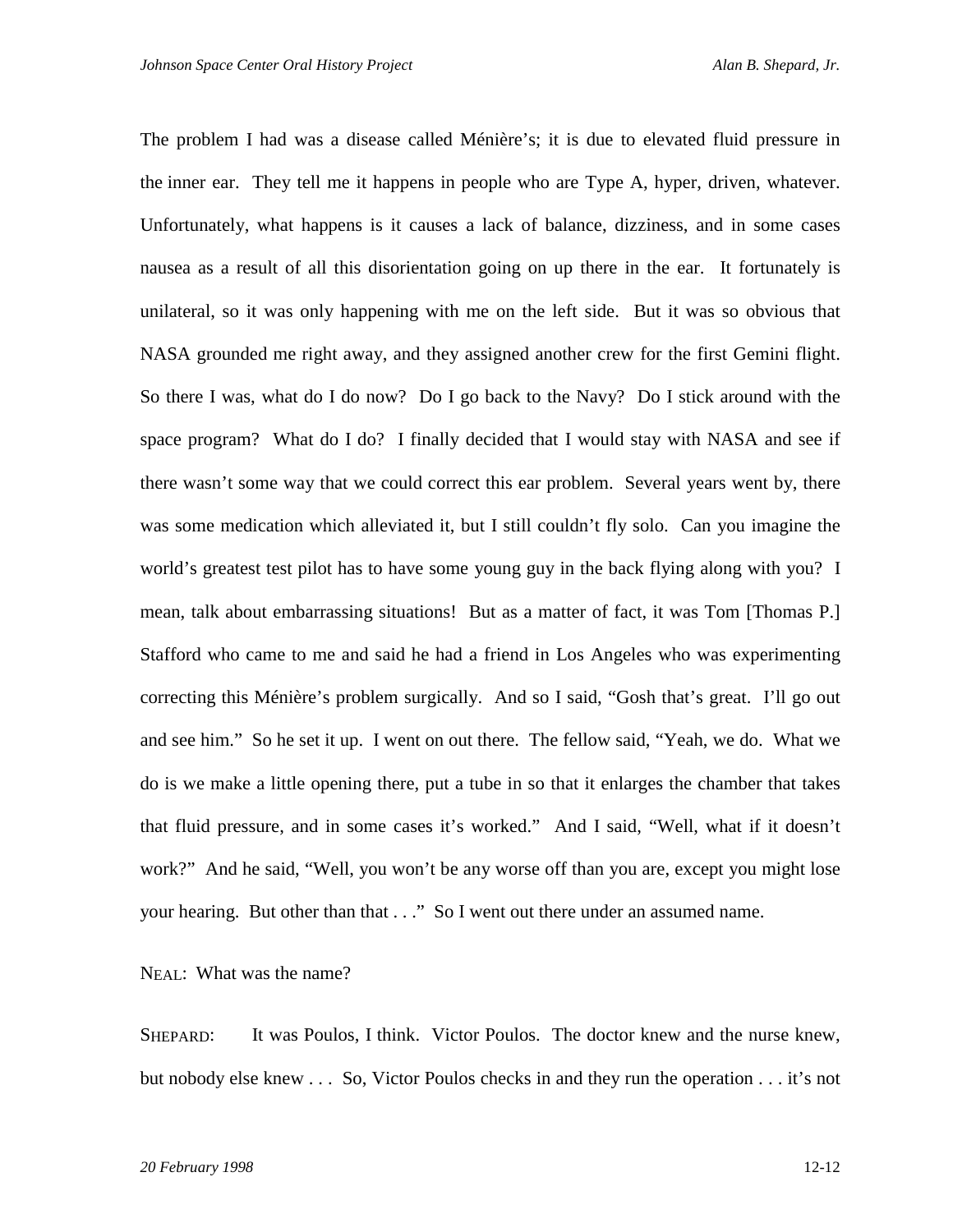The problem I had was a disease called Ménière's; it is due to elevated fluid pressure in the inner ear. They tell me it happens in people who are Type A, hyper, driven, whatever. Unfortunately, what happens is it causes a lack of balance, dizziness, and in some cases nausea as a result of all this disorientation going on up there in the ear. It fortunately is unilateral, so it was only happening with me on the left side. But it was so obvious that NASA grounded me right away, and they assigned another crew for the first Gemini flight. So there I was, what do I do now? Do I go back to the Navy? Do I stick around with the space program? What do I do? I finally decided that I would stay with NASA and see if there wasn't some way that we could correct this ear problem. Several years went by, there was some medication which alleviated it, but I still couldn't fly solo. Can you imagine the world's greatest test pilot has to have some young guy in the back flying along with you? I mean, talk about embarrassing situations! But as a matter of fact, it was Tom [Thomas P.] Stafford who came to me and said he had a friend in Los Angeles who was experimenting correcting this Ménière's problem surgically. And so I said, "Gosh that's great. I'll go out and see him." So he set it up. I went on out there. The fellow said, "Yeah, we do. What we do is we make a little opening there, put a tube in so that it enlarges the chamber that takes that fluid pressure, and in some cases it's worked." And I said, "Well, what if it doesn't work?" And he said, "Well, you won't be any worse off than you are, except you might lose your hearing. But other than that . . ." So I went out there under an assumed name.

NEAL: What was the name?

SHEPARD: It was Poulos, I think. Victor Poulos. The doctor knew and the nurse knew, but nobody else knew . . . So, Victor Poulos checks in and they run the operation . . . it's not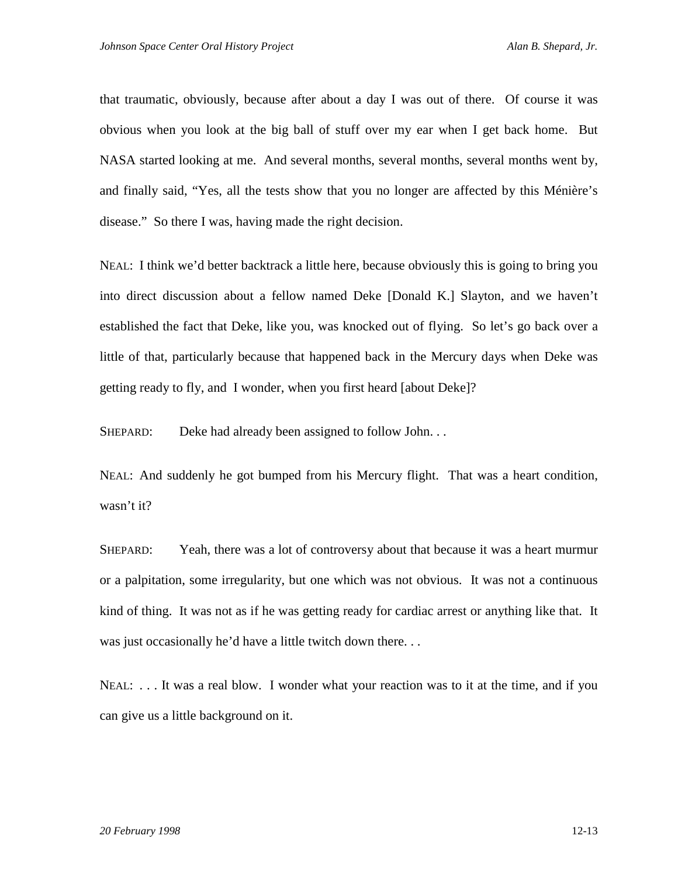that traumatic, obviously, because after about a day I was out of there. Of course it was obvious when you look at the big ball of stuff over my ear when I get back home. But NASA started looking at me. And several months, several months, several months went by, and finally said, "Yes, all the tests show that you no longer are affected by this Ménière's disease." So there I was, having made the right decision.

NEAL: I think we'd better backtrack a little here, because obviously this is going to bring you into direct discussion about a fellow named Deke [Donald K.] Slayton, and we haven't established the fact that Deke, like you, was knocked out of flying. So let's go back over a little of that, particularly because that happened back in the Mercury days when Deke was getting ready to fly, and I wonder, when you first heard [about Deke]?

SHEPARD: Deke had already been assigned to follow John. . .

NEAL: And suddenly he got bumped from his Mercury flight. That was a heart condition, wasn't it?

SHEPARD: Yeah, there was a lot of controversy about that because it was a heart murmur or a palpitation, some irregularity, but one which was not obvious. It was not a continuous kind of thing. It was not as if he was getting ready for cardiac arrest or anything like that. It was just occasionally he'd have a little twitch down there. . .

NEAL: . . . It was a real blow. I wonder what your reaction was to it at the time, and if you can give us a little background on it.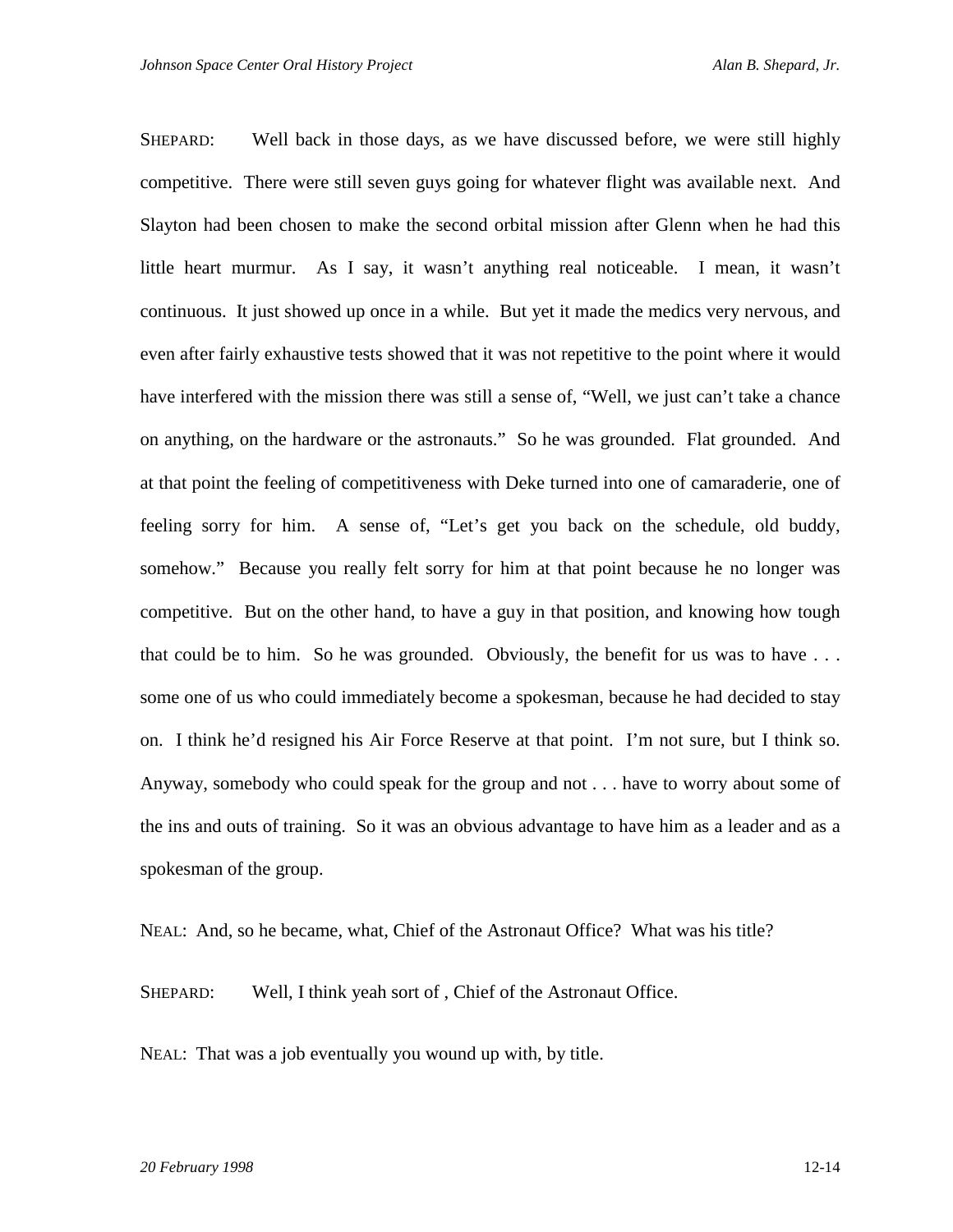SHEPARD: Well back in those days, as we have discussed before, we were still highly competitive. There were still seven guys going for whatever flight was available next. And Slayton had been chosen to make the second orbital mission after Glenn when he had this little heart murmur. As I say, it wasn't anything real noticeable. I mean, it wasn't continuous. It just showed up once in a while. But yet it made the medics very nervous, and even after fairly exhaustive tests showed that it was not repetitive to the point where it would have interfered with the mission there was still a sense of, "Well, we just can't take a chance on anything, on the hardware or the astronauts." So he was grounded. Flat grounded. And at that point the feeling of competitiveness with Deke turned into one of camaraderie, one of feeling sorry for him. A sense of, "Let's get you back on the schedule, old buddy, somehow." Because you really felt sorry for him at that point because he no longer was competitive. But on the other hand, to have a guy in that position, and knowing how tough that could be to him. So he was grounded. Obviously, the benefit for us was to have . . . some one of us who could immediately become a spokesman, because he had decided to stay on. I think he'd resigned his Air Force Reserve at that point. I'm not sure, but I think so. Anyway, somebody who could speak for the group and not . . . have to worry about some of the ins and outs of training. So it was an obvious advantage to have him as a leader and as a spokesman of the group.

NEAL: And, so he became, what, Chief of the Astronaut Office? What was his title?

SHEPARD: Well, I think yeah sort of , Chief of the Astronaut Office.

NEAL: That was a job eventually you wound up with, by title.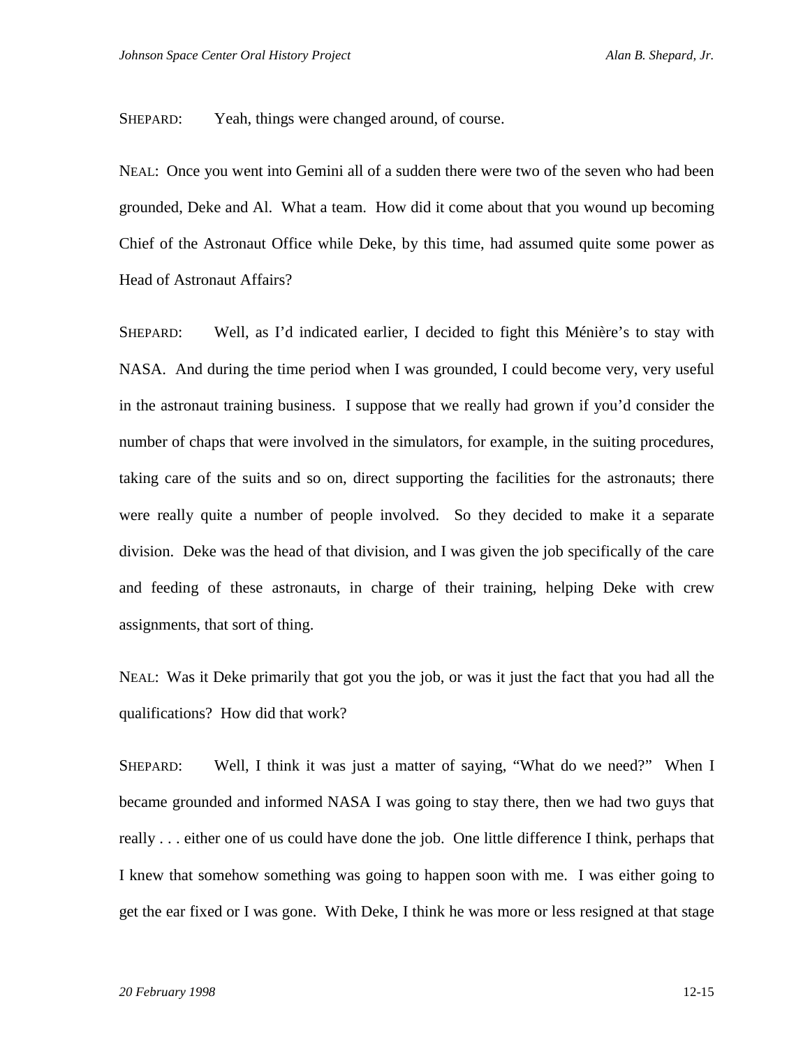SHEPARD: Yeah, things were changed around, of course.

NEAL: Once you went into Gemini all of a sudden there were two of the seven who had been grounded, Deke and Al. What a team. How did it come about that you wound up becoming Chief of the Astronaut Office while Deke, by this time, had assumed quite some power as Head of Astronaut Affairs?

SHEPARD: Well, as I'd indicated earlier, I decided to fight this Ménière's to stay with NASA. And during the time period when I was grounded, I could become very, very useful in the astronaut training business. I suppose that we really had grown if you'd consider the number of chaps that were involved in the simulators, for example, in the suiting procedures, taking care of the suits and so on, direct supporting the facilities for the astronauts; there were really quite a number of people involved. So they decided to make it a separate division. Deke was the head of that division, and I was given the job specifically of the care and feeding of these astronauts, in charge of their training, helping Deke with crew assignments, that sort of thing.

NEAL: Was it Deke primarily that got you the job, or was it just the fact that you had all the qualifications? How did that work?

SHEPARD: Well, I think it was just a matter of saying, "What do we need?" When I became grounded and informed NASA I was going to stay there, then we had two guys that really . . . either one of us could have done the job. One little difference I think, perhaps that I knew that somehow something was going to happen soon with me. I was either going to get the ear fixed or I was gone. With Deke, I think he was more or less resigned at that stage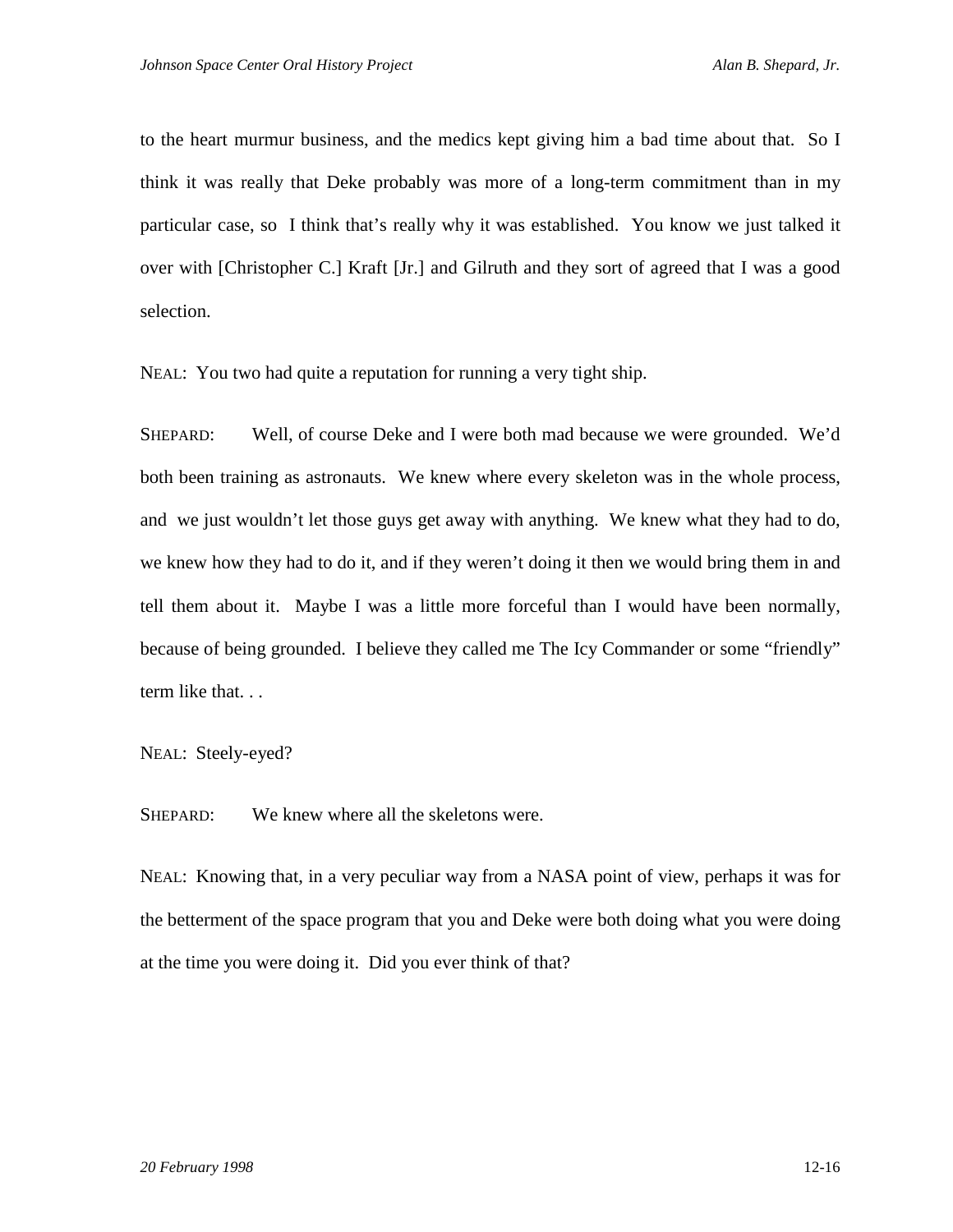to the heart murmur business, and the medics kept giving him a bad time about that. So I think it was really that Deke probably was more of a long-term commitment than in my particular case, so I think that's really why it was established. You know we just talked it over with [Christopher C.] Kraft [Jr.] and Gilruth and they sort of agreed that I was a good selection.

NEAL: You two had quite a reputation for running a very tight ship.

SHEPARD: Well, of course Deke and I were both mad because we were grounded. We'd both been training as astronauts. We knew where every skeleton was in the whole process, and we just wouldn't let those guys get away with anything. We knew what they had to do, we knew how they had to do it, and if they weren't doing it then we would bring them in and tell them about it. Maybe I was a little more forceful than I would have been normally, because of being grounded. I believe they called me The Icy Commander or some "friendly" term like that. . .

NEAL: Steely-eyed?

SHEPARD: We knew where all the skeletons were.

NEAL: Knowing that, in a very peculiar way from a NASA point of view, perhaps it was for the betterment of the space program that you and Deke were both doing what you were doing at the time you were doing it. Did you ever think of that?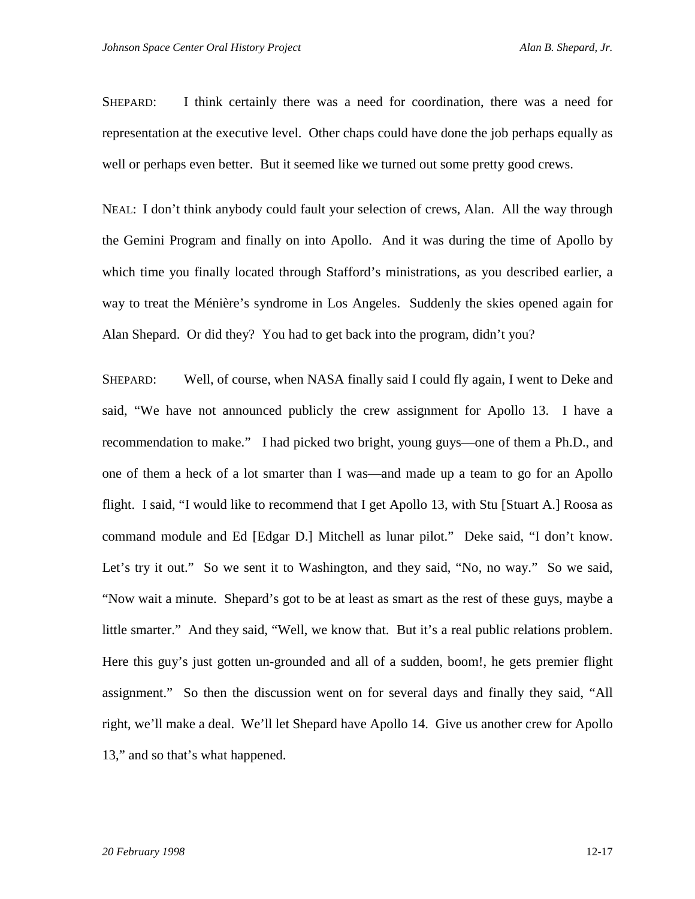SHEPARD: I think certainly there was a need for coordination, there was a need for representation at the executive level. Other chaps could have done the job perhaps equally as well or perhaps even better. But it seemed like we turned out some pretty good crews.

NEAL: I don't think anybody could fault your selection of crews, Alan. All the way through the Gemini Program and finally on into Apollo. And it was during the time of Apollo by which time you finally located through Stafford's ministrations, as you described earlier, a way to treat the Ménière's syndrome in Los Angeles. Suddenly the skies opened again for Alan Shepard. Or did they? You had to get back into the program, didn't you?

SHEPARD: Well, of course, when NASA finally said I could fly again, I went to Deke and said, "We have not announced publicly the crew assignment for Apollo 13. I have a recommendation to make." I had picked two bright, young guys—one of them a Ph.D., and one of them a heck of a lot smarter than I was—and made up a team to go for an Apollo flight. I said, "I would like to recommend that I get Apollo 13, with Stu [Stuart A.] Roosa as command module and Ed [Edgar D.] Mitchell as lunar pilot." Deke said, "I don't know. Let's try it out." So we sent it to Washington, and they said, "No, no way." So we said, "Now wait a minute. Shepard's got to be at least as smart as the rest of these guys, maybe a little smarter." And they said, "Well, we know that. But it's a real public relations problem. Here this guy's just gotten un-grounded and all of a sudden, boom!, he gets premier flight assignment." So then the discussion went on for several days and finally they said, "All right, we'll make a deal. We'll let Shepard have Apollo 14. Give us another crew for Apollo 13," and so that's what happened.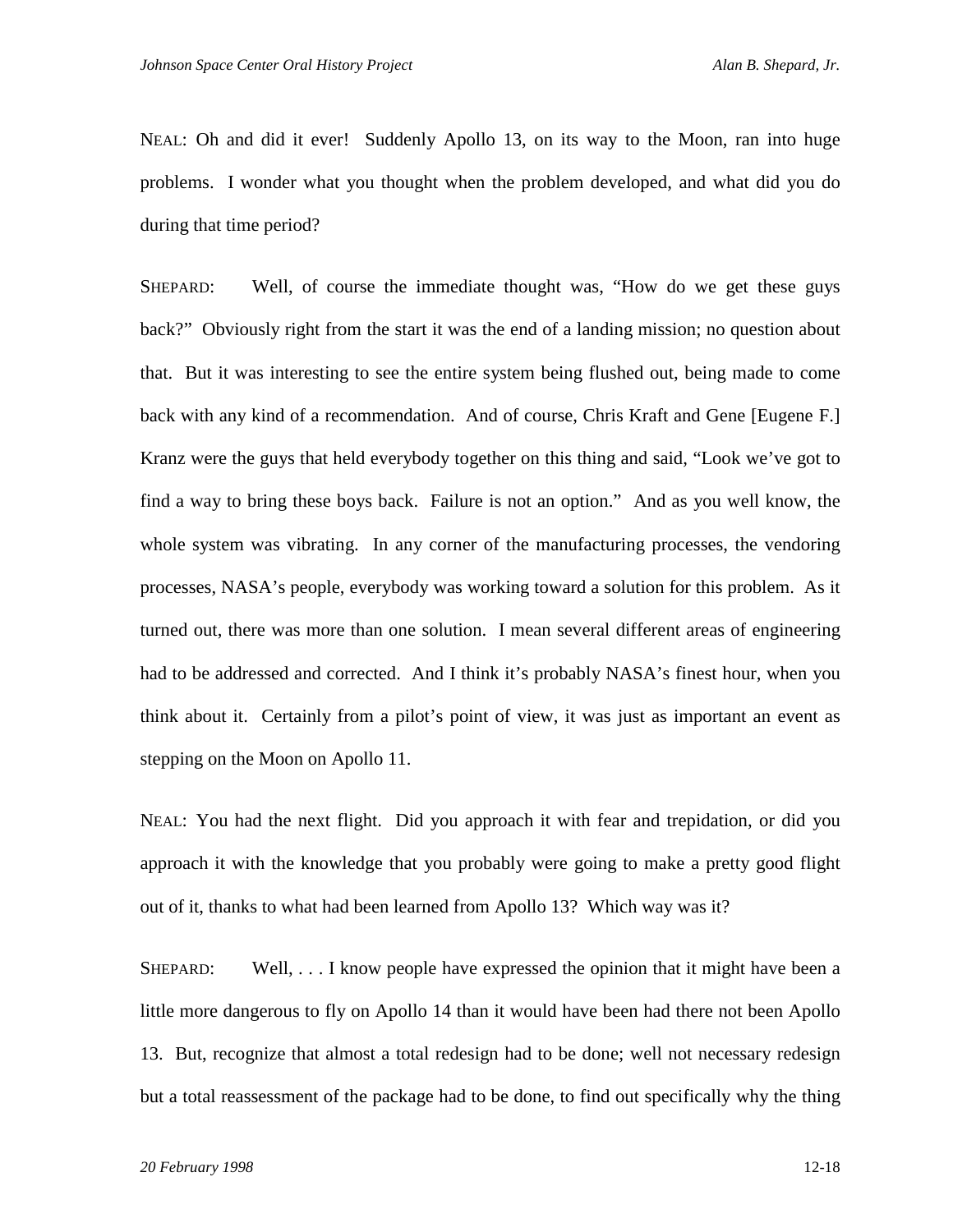NEAL: Oh and did it ever! Suddenly Apollo 13, on its way to the Moon, ran into huge problems. I wonder what you thought when the problem developed, and what did you do during that time period?

SHEPARD: Well, of course the immediate thought was, "How do we get these guys back?" Obviously right from the start it was the end of a landing mission; no question about that. But it was interesting to see the entire system being flushed out, being made to come back with any kind of a recommendation. And of course, Chris Kraft and Gene [Eugene F.] Kranz were the guys that held everybody together on this thing and said, "Look we've got to find a way to bring these boys back. Failure is not an option." And as you well know, the whole system was vibrating. In any corner of the manufacturing processes, the vendoring processes, NASA's people, everybody was working toward a solution for this problem. As it turned out, there was more than one solution. I mean several different areas of engineering had to be addressed and corrected. And I think it's probably NASA's finest hour, when you think about it. Certainly from a pilot's point of view, it was just as important an event as stepping on the Moon on Apollo 11.

NEAL: You had the next flight. Did you approach it with fear and trepidation, or did you approach it with the knowledge that you probably were going to make a pretty good flight out of it, thanks to what had been learned from Apollo 13? Which way was it?

SHEPARD: Well, . . . I know people have expressed the opinion that it might have been a little more dangerous to fly on Apollo 14 than it would have been had there not been Apollo 13. But, recognize that almost a total redesign had to be done; well not necessary redesign but a total reassessment of the package had to be done, to find out specifically why the thing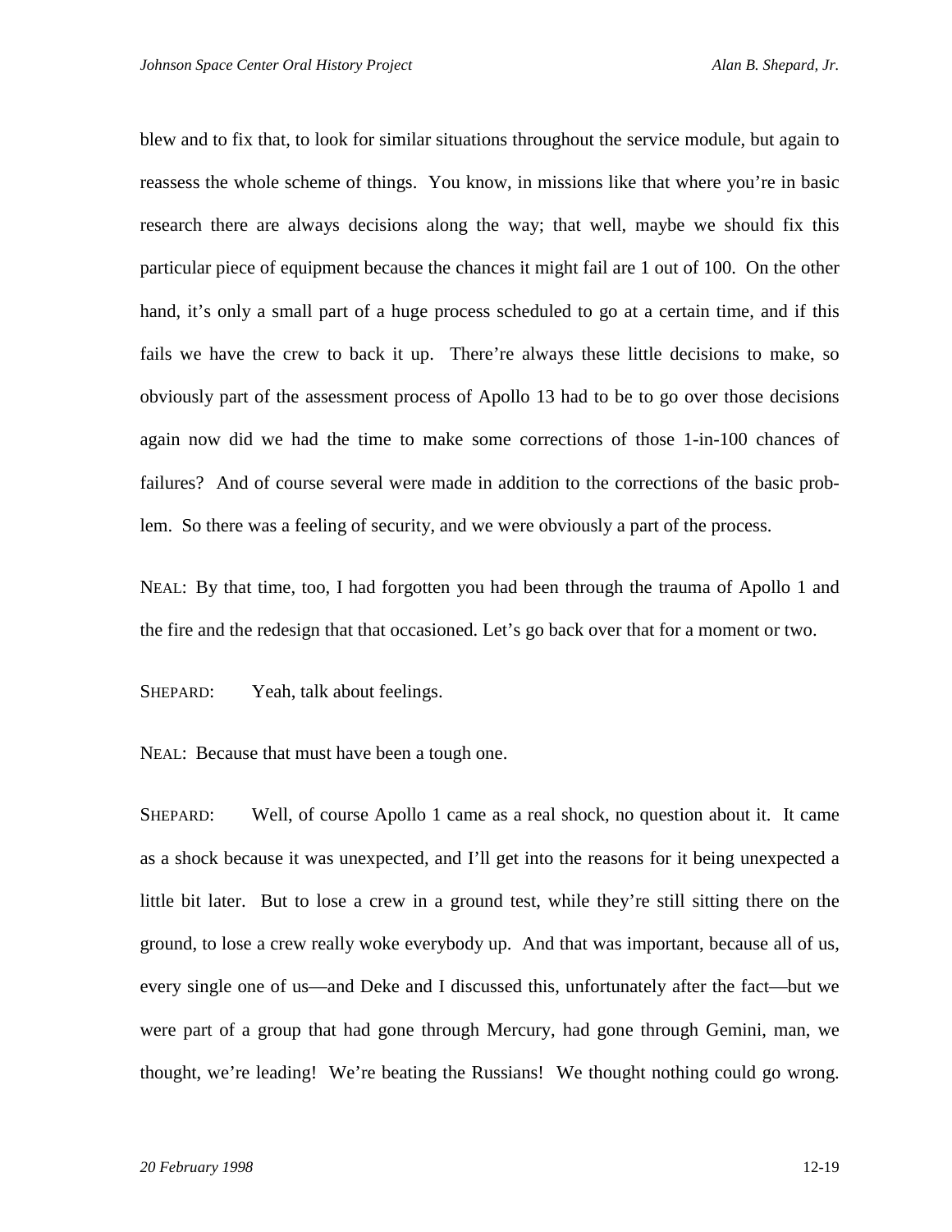blew and to fix that, to look for similar situations throughout the service module, but again to reassess the whole scheme of things. You know, in missions like that where you're in basic research there are always decisions along the way; that well, maybe we should fix this particular piece of equipment because the chances it might fail are 1 out of 100. On the other hand, it's only a small part of a huge process scheduled to go at a certain time, and if this fails we have the crew to back it up. There're always these little decisions to make, so obviously part of the assessment process of Apollo 13 had to be to go over those decisions again now did we had the time to make some corrections of those 1-in-100 chances of failures? And of course several were made in addition to the corrections of the basic problem. So there was a feeling of security, and we were obviously a part of the process.

NEAL: By that time, too, I had forgotten you had been through the trauma of Apollo 1 and the fire and the redesign that that occasioned. Let's go back over that for a moment or two.

SHEPARD: Yeah, talk about feelings.

NEAL: Because that must have been a tough one.

SHEPARD: Well, of course Apollo 1 came as a real shock, no question about it. It came as a shock because it was unexpected, and I'll get into the reasons for it being unexpected a little bit later. But to lose a crew in a ground test, while they're still sitting there on the ground, to lose a crew really woke everybody up. And that was important, because all of us, every single one of us—and Deke and I discussed this, unfortunately after the fact—but we were part of a group that had gone through Mercury, had gone through Gemini, man, we thought, we're leading! We're beating the Russians! We thought nothing could go wrong.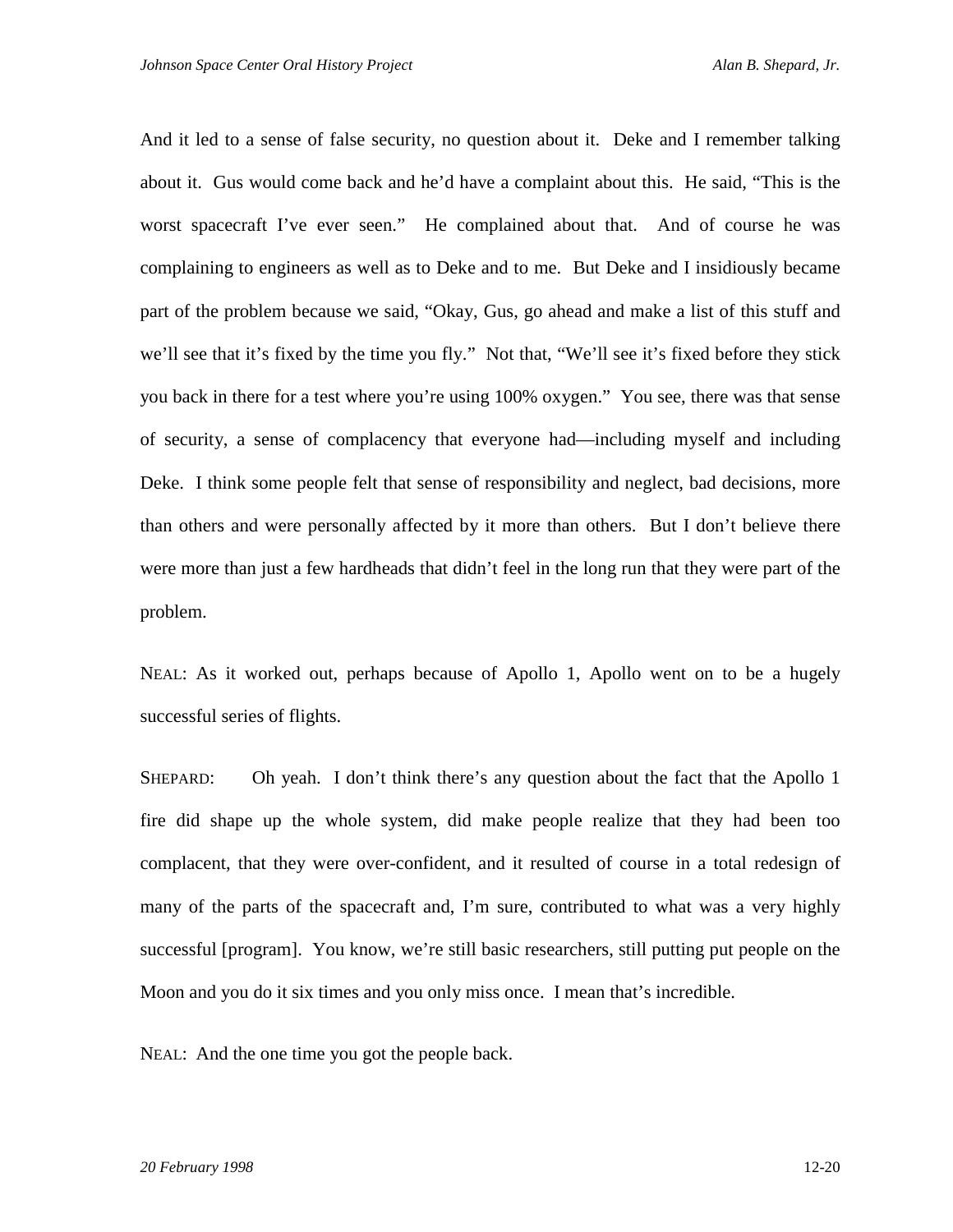And it led to a sense of false security, no question about it. Deke and I remember talking about it. Gus would come back and he'd have a complaint about this. He said, "This is the worst spacecraft I've ever seen." He complained about that. And of course he was complaining to engineers as well as to Deke and to me. But Deke and I insidiously became part of the problem because we said, "Okay, Gus, go ahead and make a list of this stuff and we'll see that it's fixed by the time you fly." Not that, "We'll see it's fixed before they stick you back in there for a test where you're using 100% oxygen." You see, there was that sense of security, a sense of complacency that everyone had—including myself and including Deke. I think some people felt that sense of responsibility and neglect, bad decisions, more than others and were personally affected by it more than others. But I don't believe there were more than just a few hardheads that didn't feel in the long run that they were part of the problem.

NEAL: As it worked out, perhaps because of Apollo 1, Apollo went on to be a hugely successful series of flights.

SHEPARD: Oh yeah. I don't think there's any question about the fact that the Apollo 1 fire did shape up the whole system, did make people realize that they had been too complacent, that they were over-confident, and it resulted of course in a total redesign of many of the parts of the spacecraft and, I'm sure, contributed to what was a very highly successful [program]. You know, we're still basic researchers, still putting put people on the Moon and you do it six times and you only miss once. I mean that's incredible.

NEAL: And the one time you got the people back.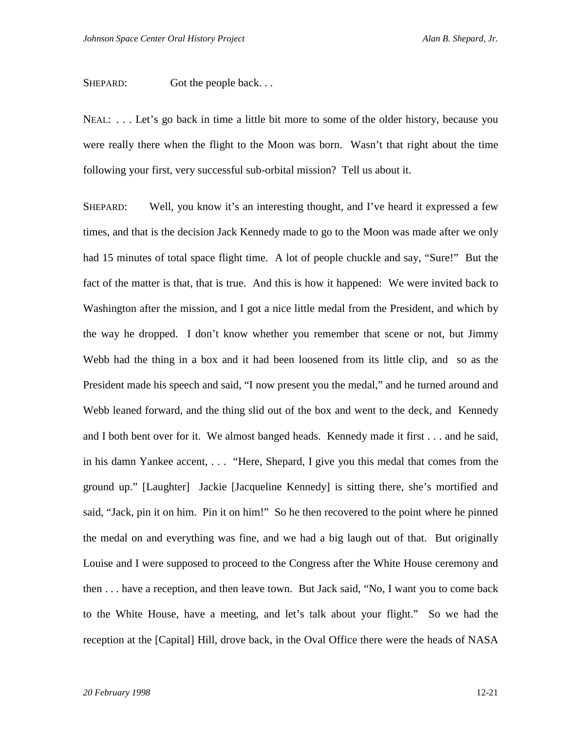SHEPARD: Got the people back. . .

NEAL: . . . Let's go back in time a little bit more to some of the older history, because you were really there when the flight to the Moon was born. Wasn't that right about the time following your first, very successful sub-orbital mission? Tell us about it.

SHEPARD: Well, you know it's an interesting thought, and I've heard it expressed a few times, and that is the decision Jack Kennedy made to go to the Moon was made after we only had 15 minutes of total space flight time. A lot of people chuckle and say, "Sure!" But the fact of the matter is that, that is true. And this is how it happened: We were invited back to Washington after the mission, and I got a nice little medal from the President, and which by the way he dropped. I don't know whether you remember that scene or not, but Jimmy Webb had the thing in a box and it had been loosened from its little clip, and so as the President made his speech and said, "I now present you the medal," and he turned around and Webb leaned forward, and the thing slid out of the box and went to the deck, and Kennedy and I both bent over for it. We almost banged heads. Kennedy made it first . . . and he said, in his damn Yankee accent, . . . "Here, Shepard, I give you this medal that comes from the ground up." [Laughter] Jackie [Jacqueline Kennedy] is sitting there, she's mortified and said, "Jack, pin it on him. Pin it on him!" So he then recovered to the point where he pinned the medal on and everything was fine, and we had a big laugh out of that. But originally Louise and I were supposed to proceed to the Congress after the White House ceremony and then . . . have a reception, and then leave town. But Jack said, "No, I want you to come back to the White House, have a meeting, and let's talk about your flight." So we had the reception at the [Capital] Hill, drove back, in the Oval Office there were the heads of NASA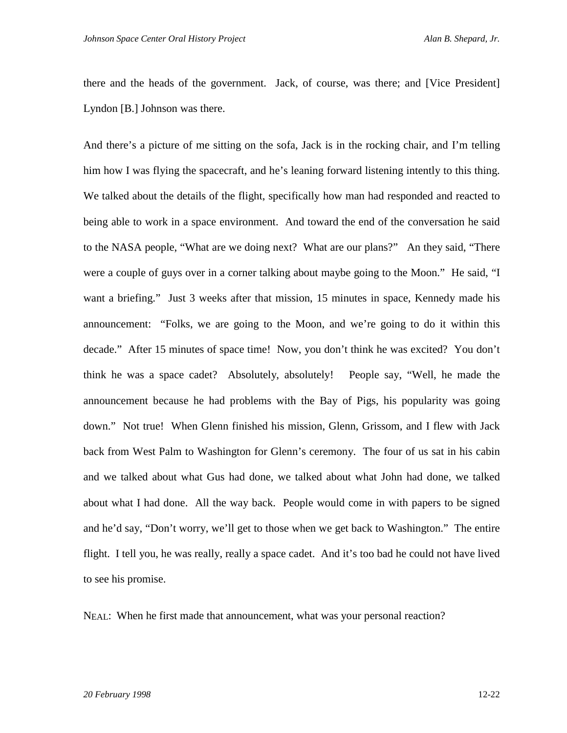there and the heads of the government. Jack, of course, was there; and [Vice President] Lyndon [B.] Johnson was there.

And there's a picture of me sitting on the sofa, Jack is in the rocking chair, and I'm telling him how I was flying the spacecraft, and he's leaning forward listening intently to this thing. We talked about the details of the flight, specifically how man had responded and reacted to being able to work in a space environment. And toward the end of the conversation he said to the NASA people, "What are we doing next? What are our plans?" An they said, "There were a couple of guys over in a corner talking about maybe going to the Moon." He said, "I want a briefing." Just 3 weeks after that mission, 15 minutes in space, Kennedy made his announcement: "Folks, we are going to the Moon, and we're going to do it within this decade." After 15 minutes of space time! Now, you don't think he was excited? You don't think he was a space cadet? Absolutely, absolutely! People say, "Well, he made the announcement because he had problems with the Bay of Pigs, his popularity was going down." Not true! When Glenn finished his mission, Glenn, Grissom, and I flew with Jack back from West Palm to Washington for Glenn's ceremony. The four of us sat in his cabin and we talked about what Gus had done, we talked about what John had done, we talked about what I had done. All the way back. People would come in with papers to be signed and he'd say, "Don't worry, we'll get to those when we get back to Washington." The entire flight. I tell you, he was really, really a space cadet. And it's too bad he could not have lived to see his promise.

NEAL: When he first made that announcement, what was your personal reaction?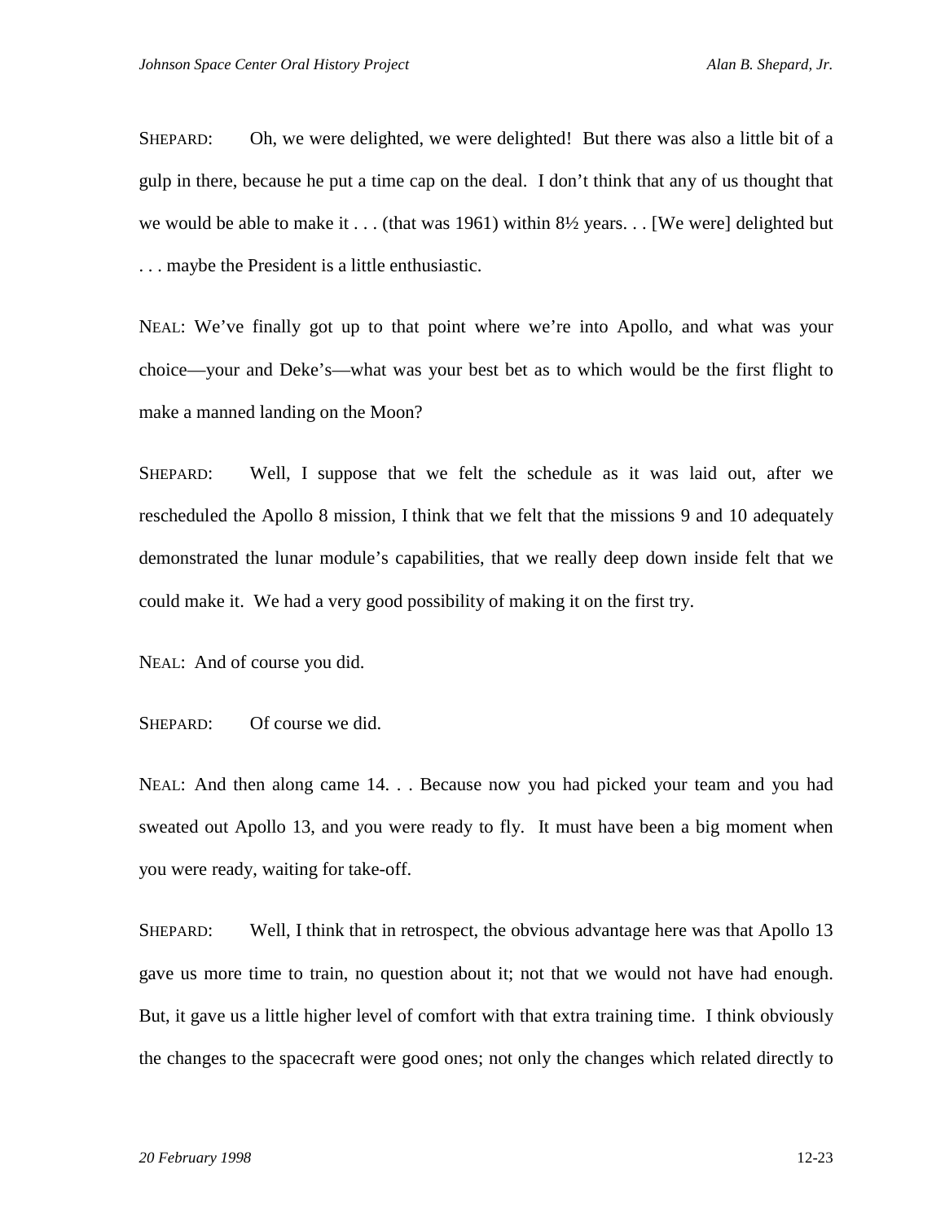SHEPARD: Oh, we were delighted, we were delighted! But there was also a little bit of a gulp in there, because he put a time cap on the deal. I don't think that any of us thought that we would be able to make it . . . (that was 1961) within 8½ years. . . [We were] delighted but . . . maybe the President is a little enthusiastic.

NEAL: We've finally got up to that point where we're into Apollo, and what was your choice—your and Deke's—what was your best bet as to which would be the first flight to make a manned landing on the Moon?

SHEPARD: Well, I suppose that we felt the schedule as it was laid out, after we rescheduled the Apollo 8 mission, I think that we felt that the missions 9 and 10 adequately demonstrated the lunar module's capabilities, that we really deep down inside felt that we could make it. We had a very good possibility of making it on the first try.

NEAL: And of course you did.

SHEPARD: Of course we did.

NEAL: And then along came 14. . . Because now you had picked your team and you had sweated out Apollo 13, and you were ready to fly. It must have been a big moment when you were ready, waiting for take-off.

SHEPARD: Well, I think that in retrospect, the obvious advantage here was that Apollo 13 gave us more time to train, no question about it; not that we would not have had enough. But, it gave us a little higher level of comfort with that extra training time. I think obviously the changes to the spacecraft were good ones; not only the changes which related directly to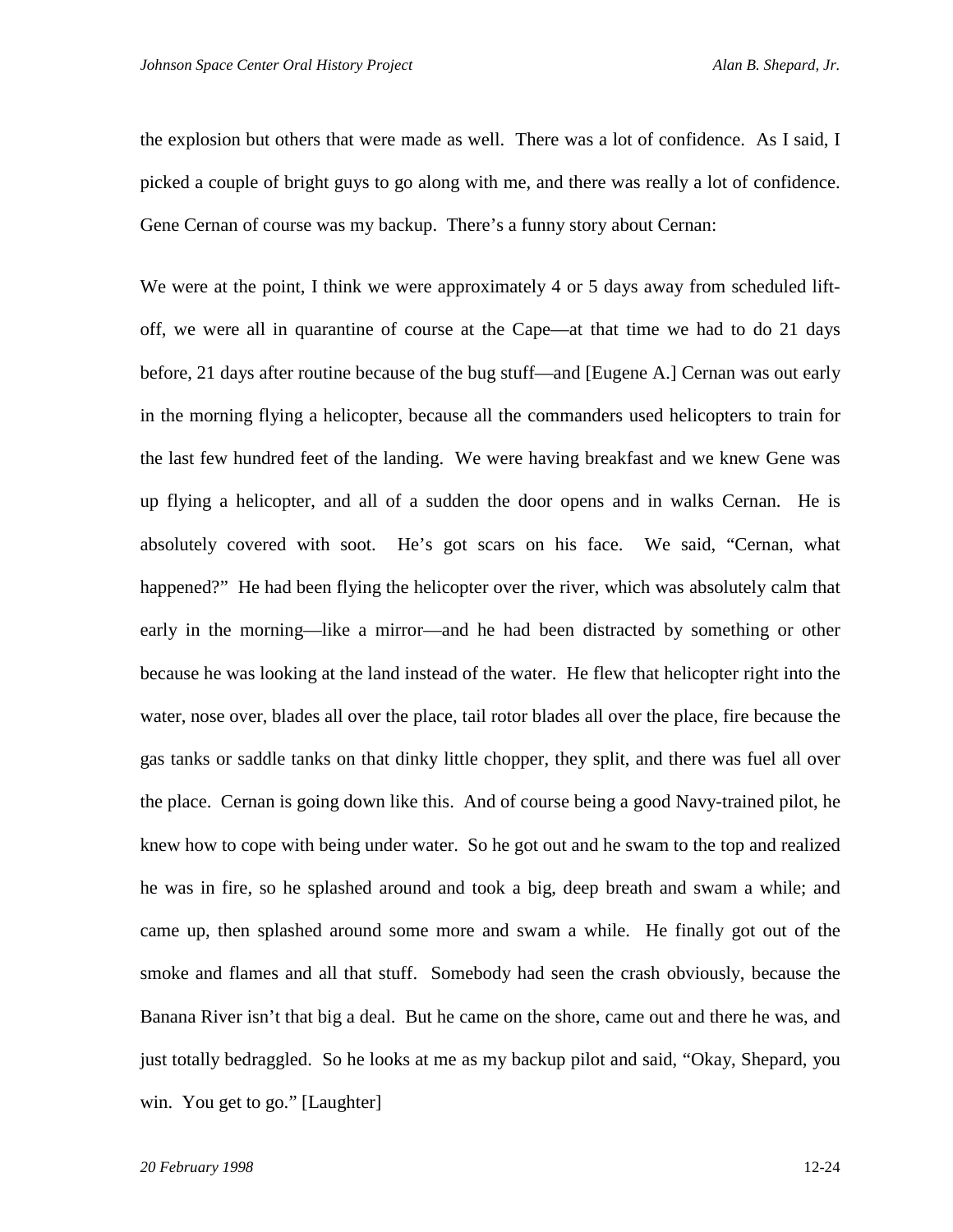the explosion but others that were made as well. There was a lot of confidence. As I said, I picked a couple of bright guys to go along with me, and there was really a lot of confidence. Gene Cernan of course was my backup. There's a funny story about Cernan:

We were at the point, I think we were approximately 4 or 5 days away from scheduled lift-off, we were all in quarantine of course at the Cape—at that time we had to do 21 days before, 21 days after routine because of the bug stuff—and [Eugene A.] Cernan was out early in the morning flying a helicopter, because all the commanders used helicopters to train for the last few hundred feet of the landing. We were having breakfast and we knew Gene was up flying a helicopter, and all of a sudden the door opens and in walks Cernan. He is absolutely covered with soot. He's got scars on his face. We said, "Cernan, what happened?" He had been flying the helicopter over the river, which was absolutely calm that early in the morning—like a mirror—and he had been distracted by something or other because he was looking at the land instead of the water. He flew that helicopter right into the water, nose over, blades all over the place, tail rotor blades all over the place, fire because the gas tanks or saddle tanks on that dinky little chopper, they split, and there was fuel all over the place. Cernan is going down like this. And of course being a good Navy-trained pilot, he knew how to cope with being under water. So he got out and he swam to the top and realized he was in fire, so he splashed around and took a big, deep breath and swam a while; and came up, then splashed around some more and swam a while. He finally got out of the smoke and flames and all that stuff. Somebody had seen the crash obviously, because the Banana River isn't that big a deal. But he came on the shore, came out and there he was, and just totally bedraggled. So he looks at me as my backup pilot and said, "Okay, Shepard, you win. You get to go." [Laughter]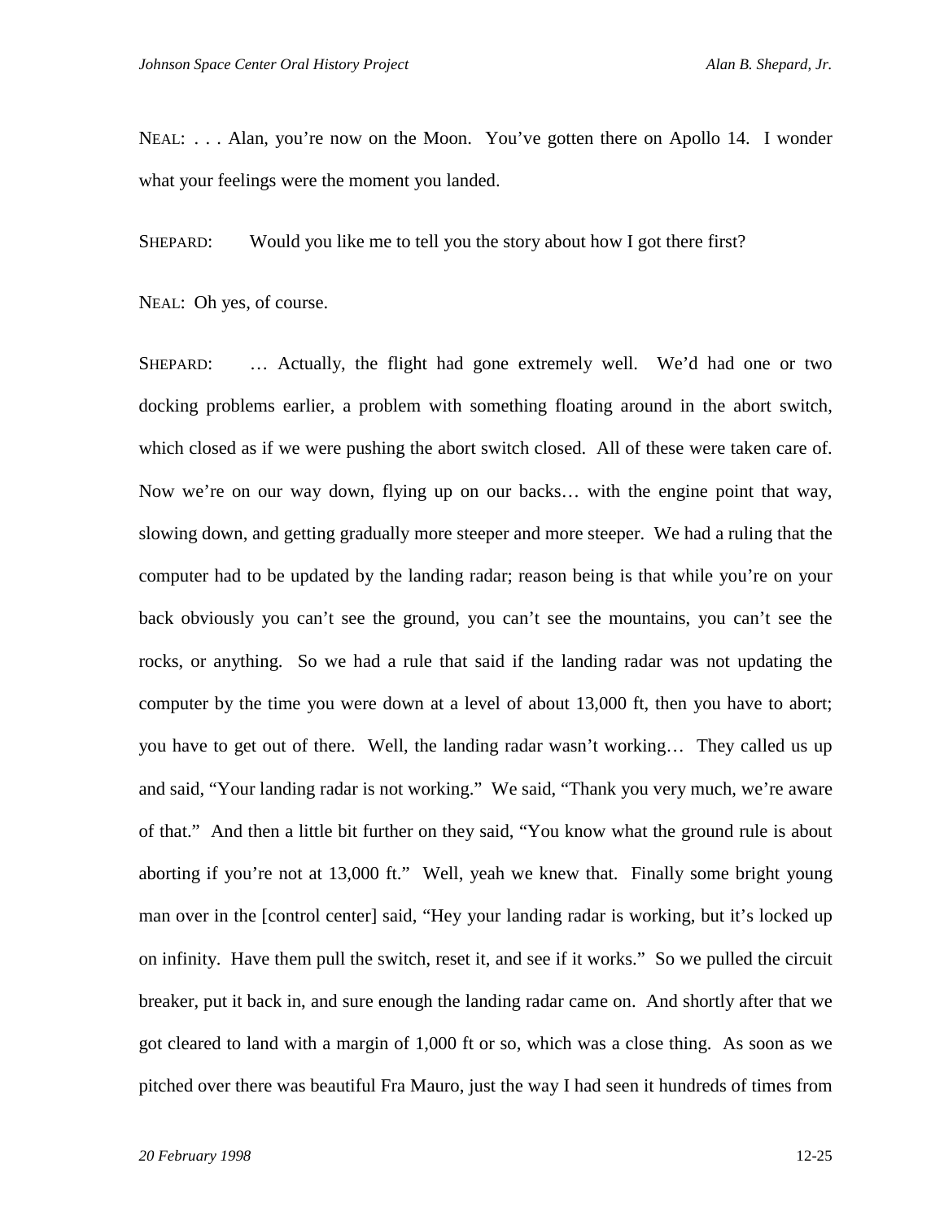NEAL: . . . Alan, you're now on the Moon. You've gotten there on Apollo 14. I wonder what your feelings were the moment you landed.

SHEPARD: Would you like me to tell you the story about how I got there first?

NEAL: Oh yes, of course.

SHEPARD: … Actually, the flight had gone extremely well. We'd had one or two docking problems earlier, a problem with something floating around in the abort switch, which closed as if we were pushing the abort switch closed. All of these were taken care of. Now we're on our way down, flying up on our backs… with the engine point that way, slowing down, and getting gradually more steeper and more steeper. We had a ruling that the computer had to be updated by the landing radar; reason being is that while you're on your back obviously you can't see the ground, you can't see the mountains, you can't see the rocks, or anything. So we had a rule that said if the landing radar was not updating the computer by the time you were down at a level of about 13,000 ft, then you have to abort; you have to get out of there. Well, the landing radar wasn't working… They called us up and said, "Your landing radar is not working." We said, "Thank you very much, we're aware of that." And then a little bit further on they said, "You know what the ground rule is about aborting if you're not at 13,000 ft." Well, yeah we knew that. Finally some bright young man over in the [control center] said, "Hey your landing radar is working, but it's locked up on infinity. Have them pull the switch, reset it, and see if it works." So we pulled the circuit breaker, put it back in, and sure enough the landing radar came on. And shortly after that we got cleared to land with a margin of 1,000 ft or so, which was a close thing. As soon as we pitched over there was beautiful Fra Mauro, just the way I had seen it hundreds of times from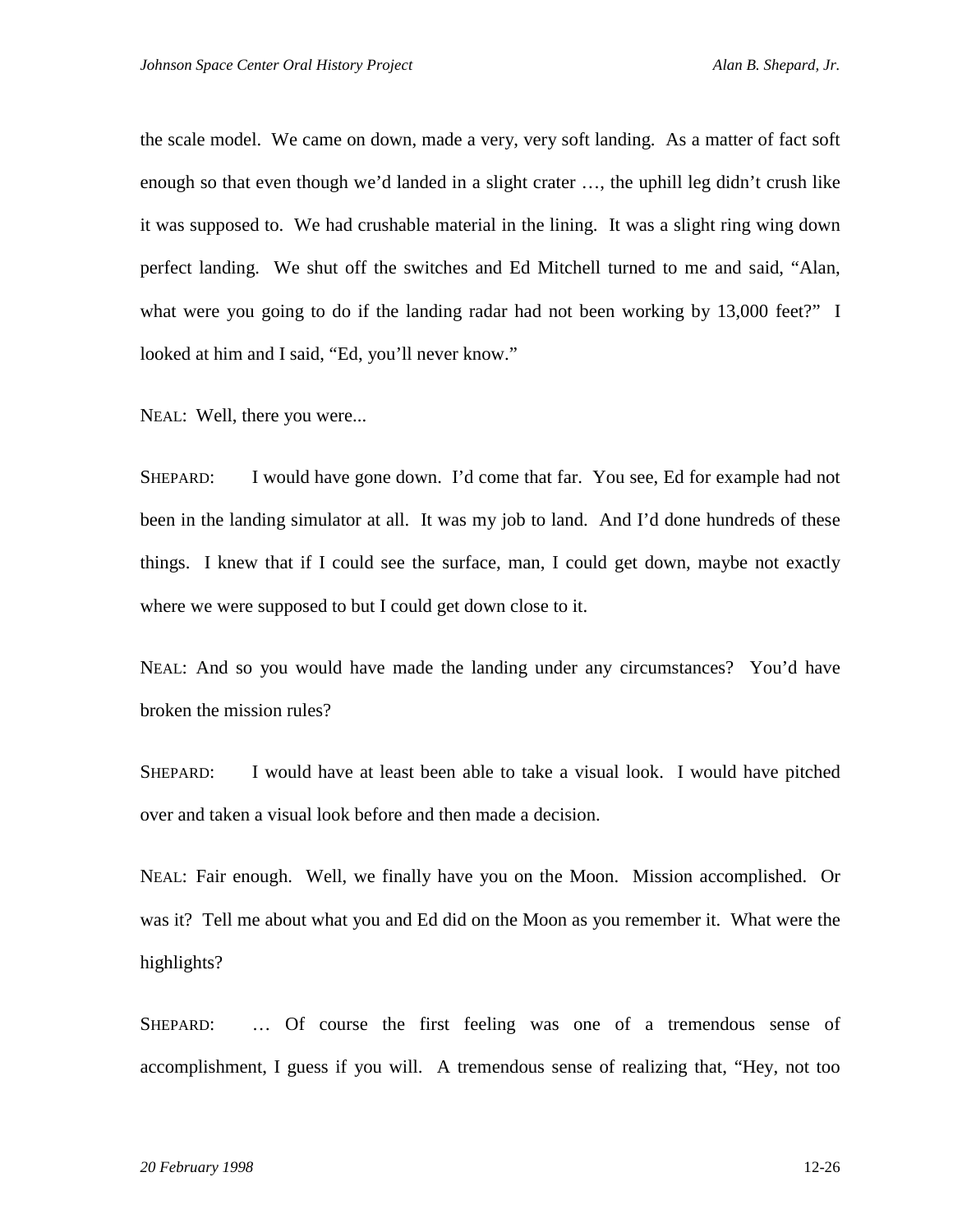the scale model. We came on down, made a very, very soft landing. As a matter of fact soft enough so that even though we'd landed in a slight crater …, the uphill leg didn't crush like it was supposed to. We had crushable material in the lining. It was a slight ring wing down perfect landing. We shut off the switches and Ed Mitchell turned to me and said, "Alan, what were you going to do if the landing radar had not been working by 13,000 feet?" I looked at him and I said, "Ed, you'll never know."

NEAL: Well, there you were...

SHEPARD: I would have gone down. I'd come that far. You see, Ed for example had not been in the landing simulator at all. It was my job to land. And I'd done hundreds of these things. I knew that if I could see the surface, man, I could get down, maybe not exactly where we were supposed to but I could get down close to it.

NEAL: And so you would have made the landing under any circumstances? You'd have broken the mission rules?

SHEPARD: I would have at least been able to take a visual look. I would have pitched over and taken a visual look before and then made a decision.

NEAL: Fair enough. Well, we finally have you on the Moon. Mission accomplished. Or was it? Tell me about what you and Ed did on the Moon as you remember it. What were the highlights?

SHEPARD: … Of course the first feeling was one of a tremendous sense of accomplishment, I guess if you will. A tremendous sense of realizing that, "Hey, not too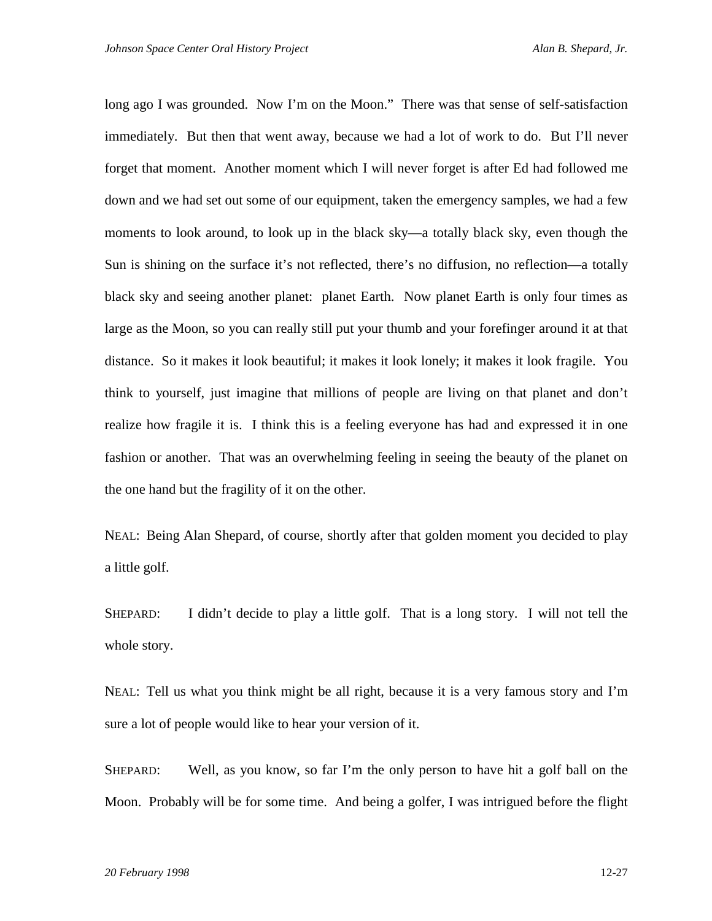long ago I was grounded. Now I'm on the Moon." There was that sense of self-satisfaction immediately. But then that went away, because we had a lot of work to do. But I'll never forget that moment. Another moment which I will never forget is after Ed had followed me down and we had set out some of our equipment, taken the emergency samples, we had a few moments to look around, to look up in the black sky—a totally black sky, even though the Sun is shining on the surface it's not reflected, there's no diffusion, no reflection—a totally black sky and seeing another planet: planet Earth. Now planet Earth is only four times as large as the Moon, so you can really still put your thumb and your forefinger around it at that distance. So it makes it look beautiful; it makes it look lonely; it makes it look fragile. You think to yourself, just imagine that millions of people are living on that planet and don't realize how fragile it is. I think this is a feeling everyone has had and expressed it in one fashion or another. That was an overwhelming feeling in seeing the beauty of the planet on the one hand but the fragility of it on the other.

NEAL: Being Alan Shepard, of course, shortly after that golden moment you decided to play a little golf.

SHEPARD: I didn't decide to play a little golf. That is a long story. I will not tell the whole story.

NEAL: Tell us what you think might be all right, because it is a very famous story and I'm sure a lot of people would like to hear your version of it.

SHEPARD: Well, as you know, so far I'm the only person to have hit a golf ball on the Moon. Probably will be for some time. And being a golfer, I was intrigued before the flight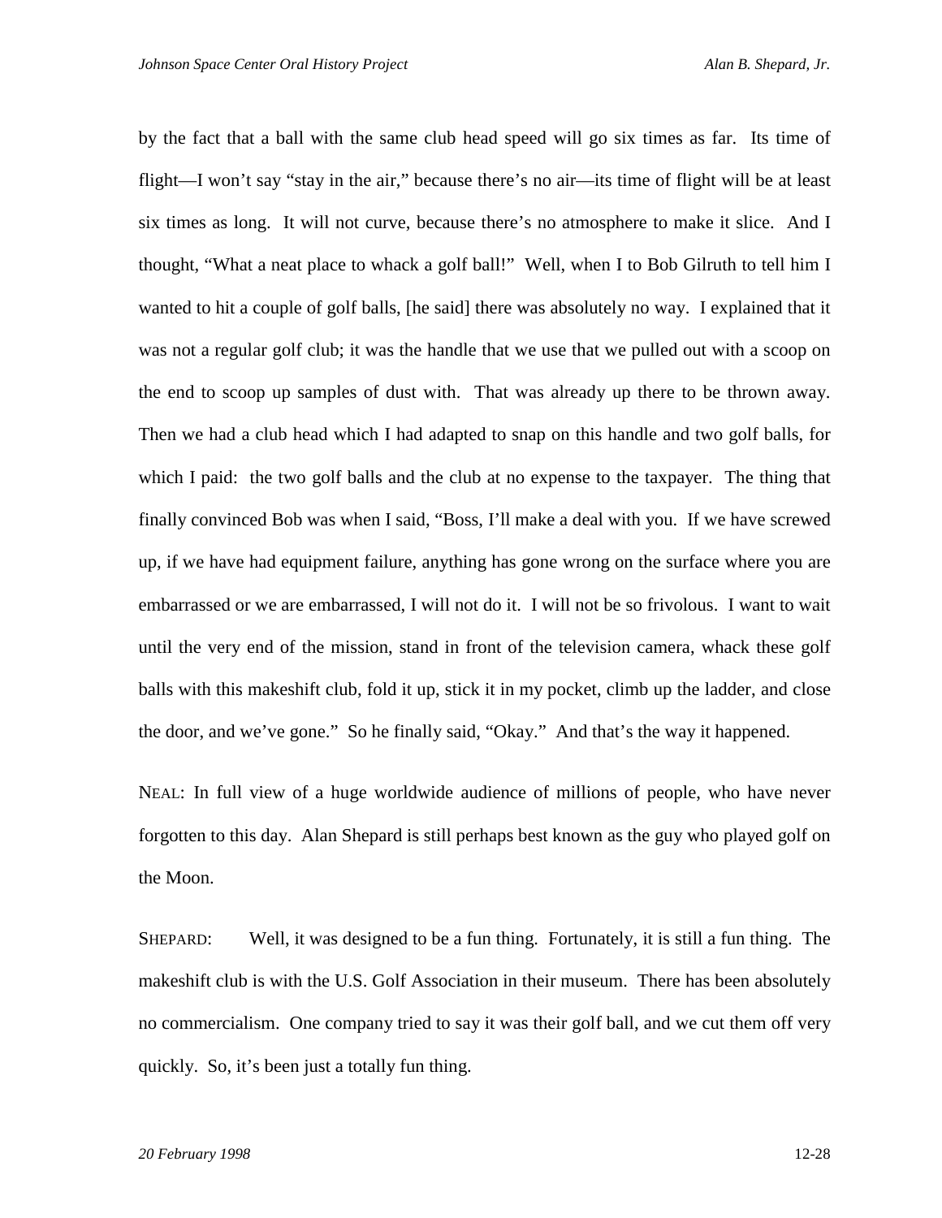by the fact that a ball with the same club head speed will go six times as far. Its time of flight—I won't say "stay in the air," because there's no air—its time of flight will be at least six times as long. It will not curve, because there's no atmosphere to make it slice. And I thought, "What a neat place to whack a golf ball!" Well, when I to Bob Gilruth to tell him I wanted to hit a couple of golf balls, [he said] there was absolutely no way. I explained that it was not a regular golf club; it was the handle that we use that we pulled out with a scoop on the end to scoop up samples of dust with. That was already up there to be thrown away. Then we had a club head which I had adapted to snap on this handle and two golf balls, for which I paid: the two golf balls and the club at no expense to the taxpayer. The thing that finally convinced Bob was when I said, "Boss, I'll make a deal with you. If we have screwed up, if we have had equipment failure, anything has gone wrong on the surface where you are embarrassed or we are embarrassed, I will not do it. I will not be so frivolous. I want to wait until the very end of the mission, stand in front of the television camera, whack these golf balls with this makeshift club, fold it up, stick it in my pocket, climb up the ladder, and close the door, and we've gone." So he finally said, "Okay." And that's the way it happened.

NEAL: In full view of a huge worldwide audience of millions of people, who have never forgotten to this day. Alan Shepard is still perhaps best known as the guy who played golf on the Moon.

SHEPARD: Well, it was designed to be a fun thing. Fortunately, it is still a fun thing. The makeshift club is with the U.S. Golf Association in their museum. There has been absolutely no commercialism. One company tried to say it was their golf ball, and we cut them off very quickly. So, it's been just a totally fun thing.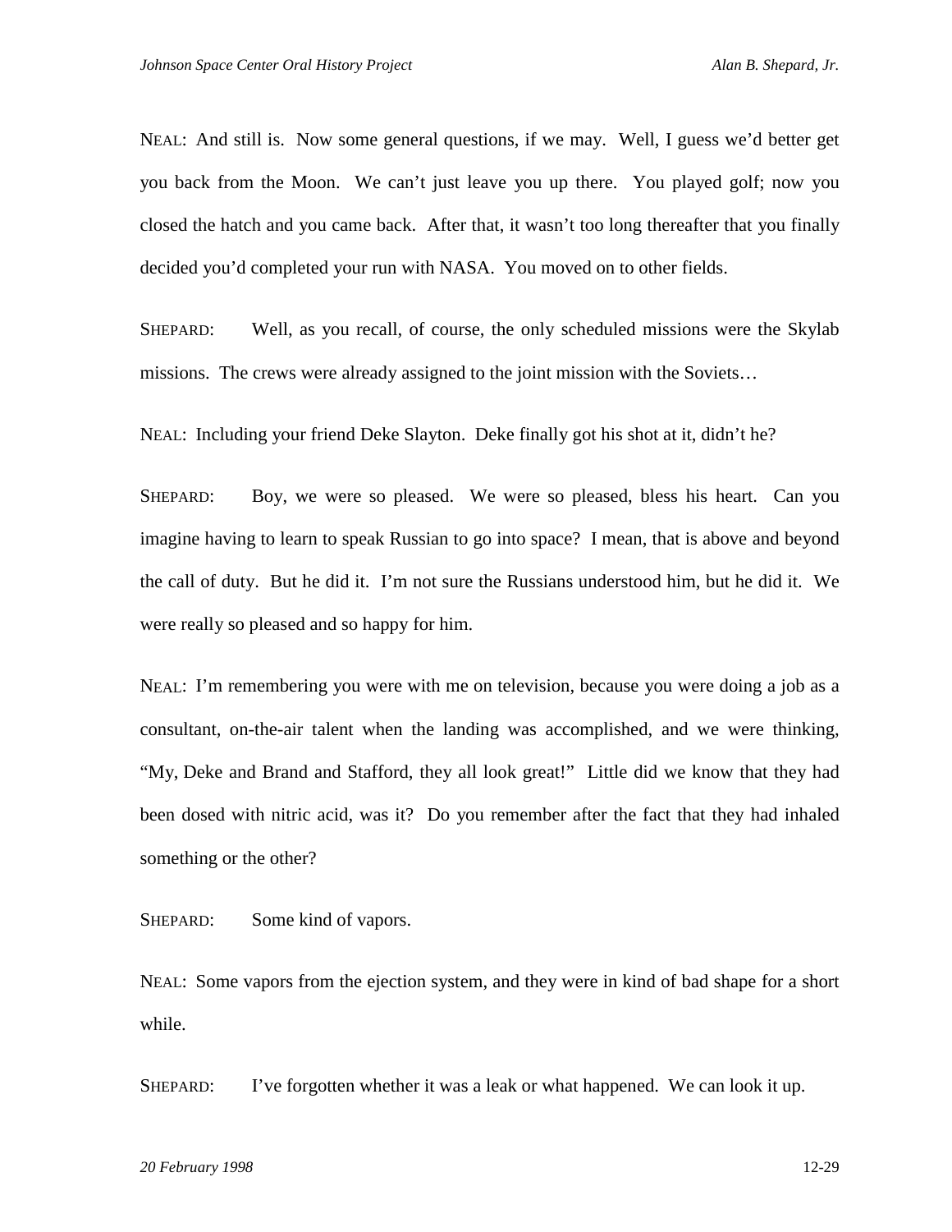NEAL: And still is. Now some general questions, if we may. Well, I guess we'd better get you back from the Moon. We can't just leave you up there. You played golf; now you closed the hatch and you came back. After that, it wasn't too long thereafter that you finally decided you'd completed your run with NASA. You moved on to other fields.

SHEPARD: Well, as you recall, of course, the only scheduled missions were the Skylab missions. The crews were already assigned to the joint mission with the Soviets…

NEAL: Including your friend Deke Slayton. Deke finally got his shot at it, didn't he?

SHEPARD: Boy, we were so pleased. We were so pleased, bless his heart. Can you imagine having to learn to speak Russian to go into space? I mean, that is above and beyond the call of duty. But he did it. I'm not sure the Russians understood him, but he did it. We were really so pleased and so happy for him.

NEAL: I'm remembering you were with me on television, because you were doing a job as a consultant, on-the-air talent when the landing was accomplished, and we were thinking, "My, Deke and Brand and Stafford, they all look great!" Little did we know that they had been dosed with nitric acid, was it? Do you remember after the fact that they had inhaled something or the other?

SHEPARD: Some kind of vapors.

NEAL: Some vapors from the ejection system, and they were in kind of bad shape for a short while.

SHEPARD: I've forgotten whether it was a leak or what happened. We can look it up.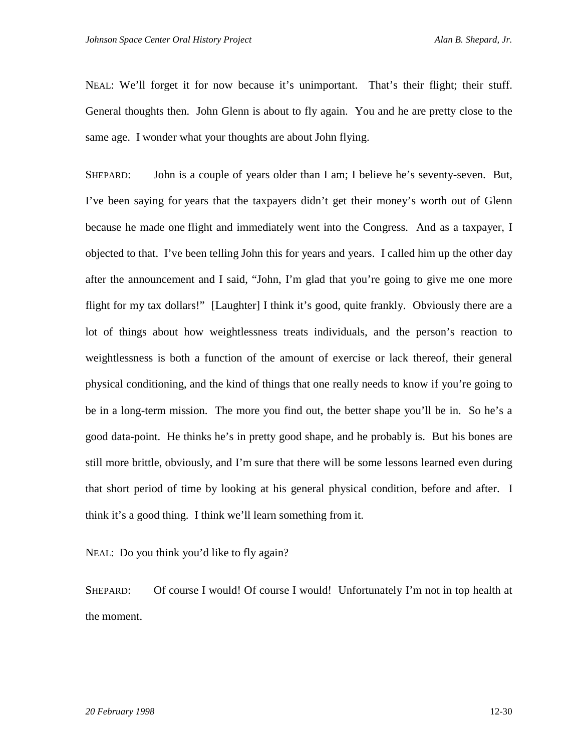NEAL: We'll forget it for now because it's unimportant. That's their flight; their stuff. General thoughts then. John Glenn is about to fly again. You and he are pretty close to the same age. I wonder what your thoughts are about John flying.

SHEPARD: John is a couple of years older than I am; I believe he's seventy-seven. But, I've been saying for years that the taxpayers didn't get their money's worth out of Glenn because he made one flight and immediately went into the Congress. And as a taxpayer, I objected to that. I've been telling John this for years and years. I called him up the other day after the announcement and I said, "John, I'm glad that you're going to give me one more flight for my tax dollars!" [Laughter] I think it's good, quite frankly. Obviously there are a lot of things about how weightlessness treats individuals, and the person's reaction to weightlessness is both a function of the amount of exercise or lack thereof, their general physical conditioning, and the kind of things that one really needs to know if you're going to be in a long-term mission. The more you find out, the better shape you'll be in. So he's a good data-point. He thinks he's in pretty good shape, and he probably is. But his bones are still more brittle, obviously, and I'm sure that there will be some lessons learned even during that short period of time by looking at his general physical condition, before and after. I think it's a good thing. I think we'll learn something from it.

NEAL: Do you think you'd like to fly again?

SHEPARD: Of course I would! Of course I would! Unfortunately I'm not in top health at the moment.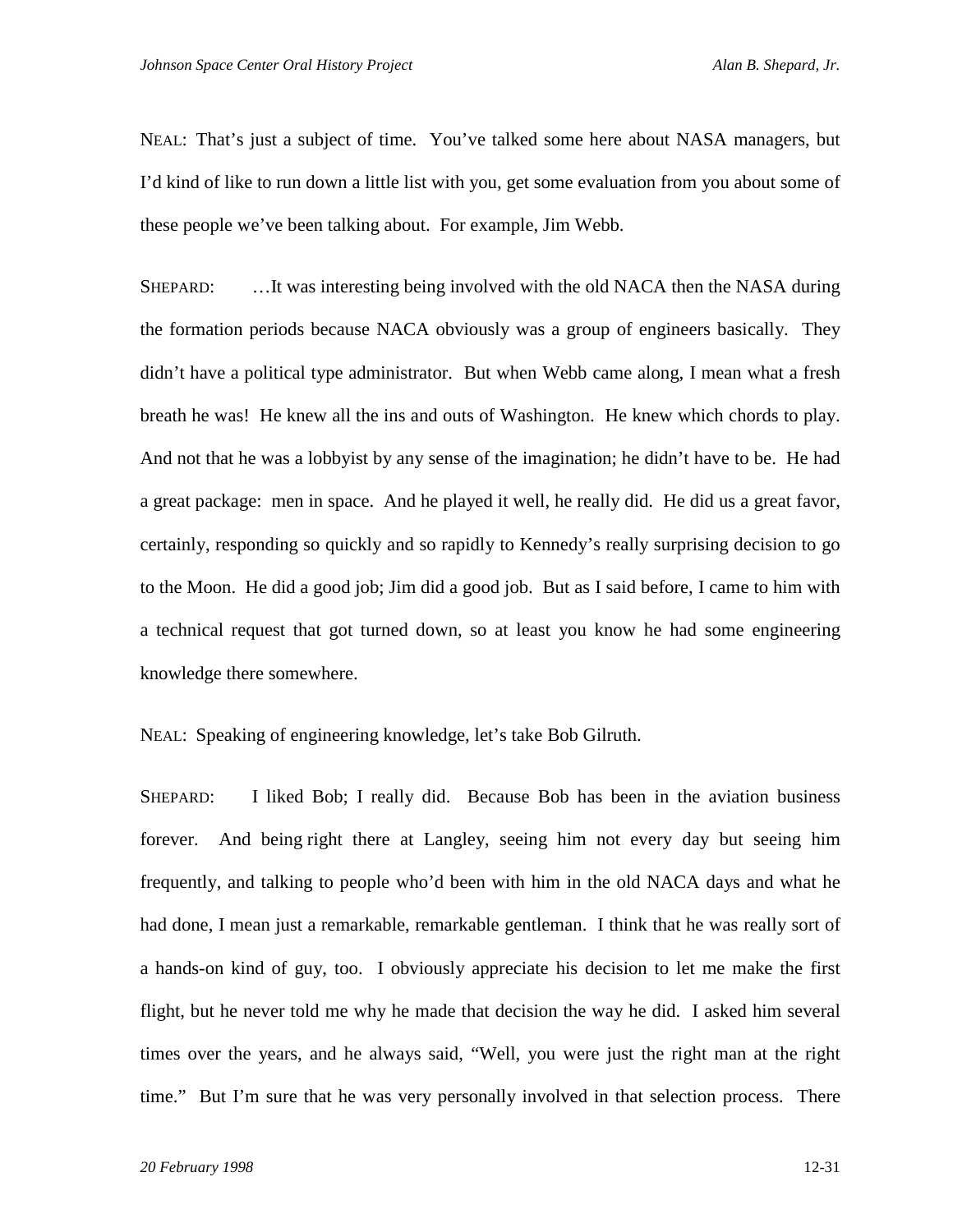NEAL: That's just a subject of time. You've talked some here about NASA managers, but I'd kind of like to run down a little list with you, get some evaluation from you about some of these people we've been talking about. For example, Jim Webb.

SHEPARD: …It was interesting being involved with the old NACA then the NASA during the formation periods because NACA obviously was a group of engineers basically. They didn't have a political type administrator. But when Webb came along, I mean what a fresh breath he was! He knew all the ins and outs of Washington. He knew which chords to play. And not that he was a lobbyist by any sense of the imagination; he didn't have to be. He had a great package: men in space. And he played it well, he really did. He did us a great favor, certainly, responding so quickly and so rapidly to Kennedy's really surprising decision to go to the Moon. He did a good job; Jim did a good job. But as I said before, I came to him with a technical request that got turned down, so at least you know he had some engineering knowledge there somewhere.

NEAL: Speaking of engineering knowledge, let's take Bob Gilruth.

SHEPARD: I liked Bob; I really did. Because Bob has been in the aviation business forever. And being right there at Langley, seeing him not every day but seeing him frequently, and talking to people who'd been with him in the old NACA days and what he had done, I mean just a remarkable, remarkable gentleman. I think that he was really sort of a hands-on kind of guy, too. I obviously appreciate his decision to let me make the first flight, but he never told me why he made that decision the way he did. I asked him several times over the years, and he always said, "Well, you were just the right man at the right time." But I'm sure that he was very personally involved in that selection process. There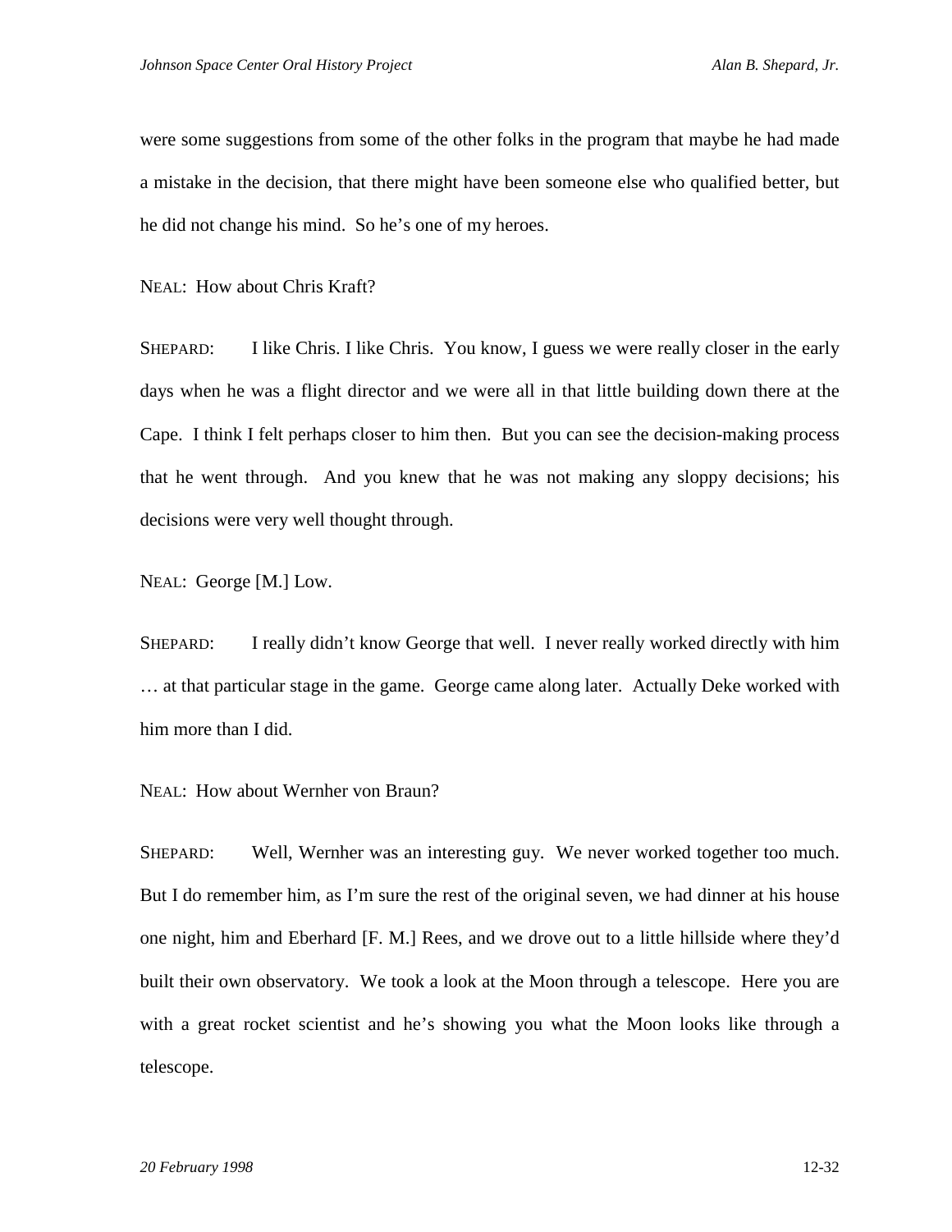were some suggestions from some of the other folks in the program that maybe he had made a mistake in the decision, that there might have been someone else who qualified better, but he did not change his mind. So he's one of my heroes.

NEAL: How about Chris Kraft?

SHEPARD: I like Chris. I like Chris. You know, I guess we were really closer in the early days when he was a flight director and we were all in that little building down there at the Cape. I think I felt perhaps closer to him then. But you can see the decision-making process that he went through. And you knew that he was not making any sloppy decisions; his decisions were very well thought through.

NEAL: George [M.] Low.

SHEPARD: I really didn't know George that well. I never really worked directly with him … at that particular stage in the game. George came along later. Actually Deke worked with him more than I did.

NEAL: How about Wernher von Braun?

SHEPARD: Well, Wernher was an interesting guy. We never worked together too much. But I do remember him, as I'm sure the rest of the original seven, we had dinner at his house one night, him and Eberhard [F. M.] Rees, and we drove out to a little hillside where they'd built their own observatory. We took a look at the Moon through a telescope. Here you are with a great rocket scientist and he's showing you what the Moon looks like through a telescope.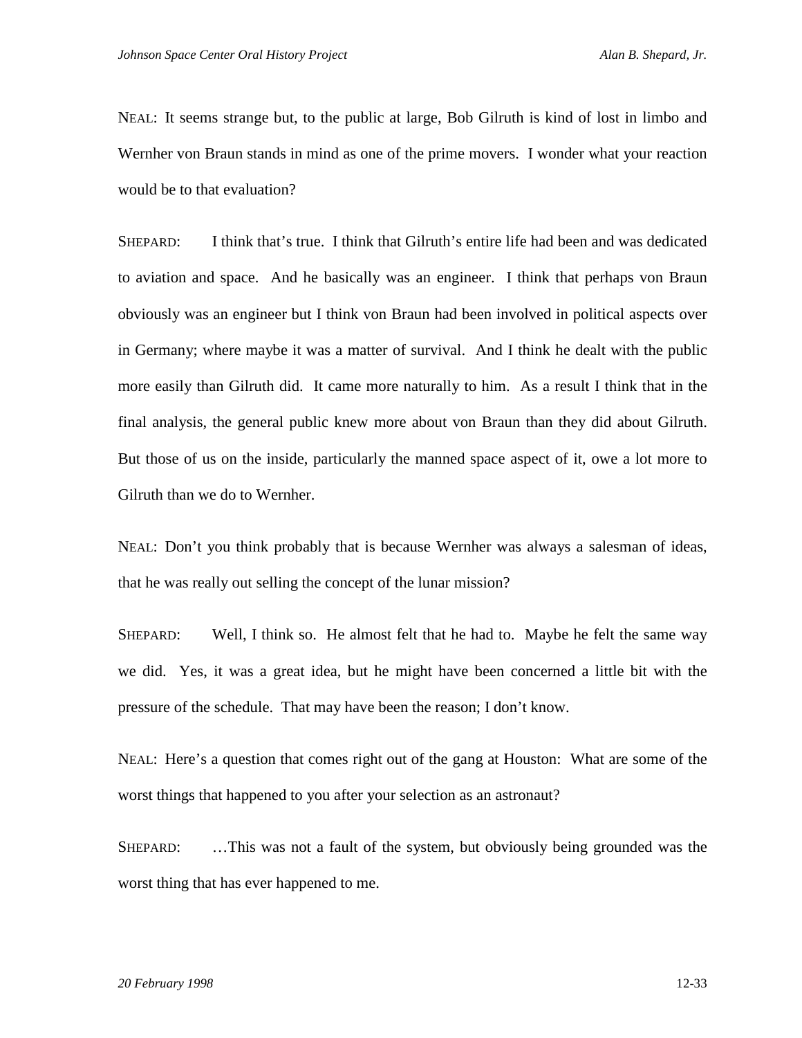NEAL: It seems strange but, to the public at large, Bob Gilruth is kind of lost in limbo and Wernher von Braun stands in mind as one of the prime movers. I wonder what your reaction would be to that evaluation?

SHEPARD: I think that's true. I think that Gilruth's entire life had been and was dedicated to aviation and space. And he basically was an engineer. I think that perhaps von Braun obviously was an engineer but I think von Braun had been involved in political aspects over in Germany; where maybe it was a matter of survival. And I think he dealt with the public more easily than Gilruth did. It came more naturally to him. As a result I think that in the final analysis, the general public knew more about von Braun than they did about Gilruth. But those of us on the inside, particularly the manned space aspect of it, owe a lot more to Gilruth than we do to Wernher.

NEAL: Don't you think probably that is because Wernher was always a salesman of ideas, that he was really out selling the concept of the lunar mission?

SHEPARD: Well, I think so. He almost felt that he had to. Maybe he felt the same way we did. Yes, it was a great idea, but he might have been concerned a little bit with the pressure of the schedule. That may have been the reason; I don't know.

NEAL: Here's a question that comes right out of the gang at Houston: What are some of the worst things that happened to you after your selection as an astronaut?

SHEPARD: …This was not a fault of the system, but obviously being grounded was the worst thing that has ever happened to me.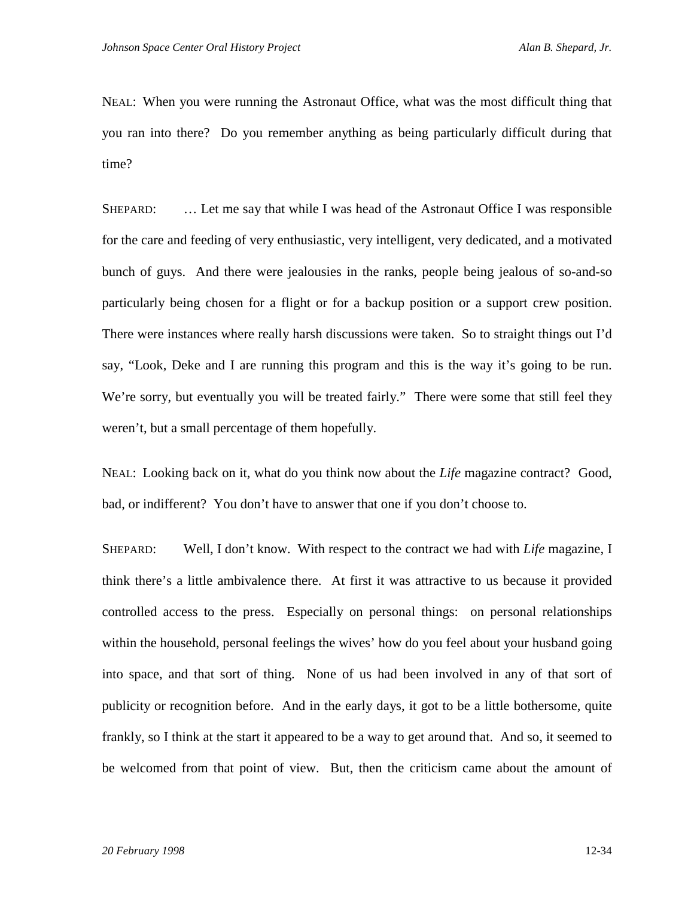NEAL: When you were running the Astronaut Office, what was the most difficult thing that you ran into there? Do you remember anything as being particularly difficult during that time?

SHEPARD: … Let me say that while I was head of the Astronaut Office I was responsible for the care and feeding of very enthusiastic, very intelligent, very dedicated, and a motivated bunch of guys. And there were jealousies in the ranks, people being jealous of so-and-so particularly being chosen for a flight or for a backup position or a support crew position. There were instances where really harsh discussions were taken. So to straight things out I'd say, "Look, Deke and I are running this program and this is the way it's going to be run. We're sorry, but eventually you will be treated fairly." There were some that still feel they weren't, but a small percentage of them hopefully.

NEAL: Looking back on it, what do you think now about the *Life* magazine contract? Good, bad, or indifferent? You don't have to answer that one if you don't choose to.

SHEPARD: Well, I don't know. With respect to the contract we had with *Life* magazine, I think there's a little ambivalence there. At first it was attractive to us because it provided controlled access to the press. Especially on personal things: on personal relationships within the household, personal feelings the wives' how do you feel about your husband going into space, and that sort of thing. None of us had been involved in any of that sort of publicity or recognition before. And in the early days, it got to be a little bothersome, quite frankly, so I think at the start it appeared to be a way to get around that. And so, it seemed to be welcomed from that point of view. But, then the criticism came about the amount of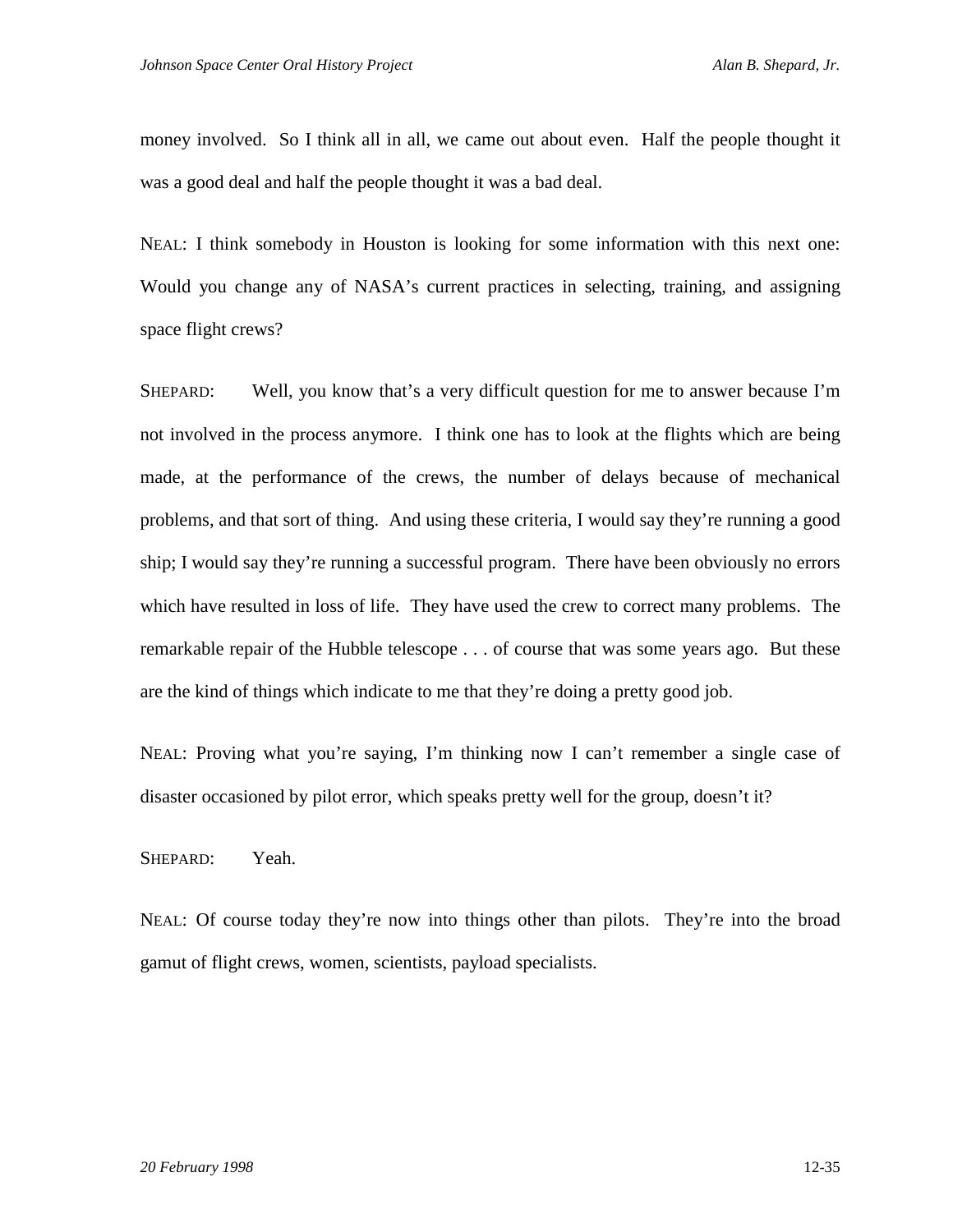money involved. So I think all in all, we came out about even. Half the people thought it was a good deal and half the people thought it was a bad deal.

NEAL: I think somebody in Houston is looking for some information with this next one: Would you change any of NASA's current practices in selecting, training, and assigning space flight crews?

SHEPARD: Well, you know that's a very difficult question for me to answer because I'm not involved in the process anymore. I think one has to look at the flights which are being made, at the performance of the crews, the number of delays because of mechanical problems, and that sort of thing. And using these criteria, I would say they're running a good ship; I would say they're running a successful program. There have been obviously no errors which have resulted in loss of life. They have used the crew to correct many problems. The remarkable repair of the Hubble telescope . . . of course that was some years ago. But these are the kind of things which indicate to me that they're doing a pretty good job.

NEAL: Proving what you're saying, I'm thinking now I can't remember a single case of disaster occasioned by pilot error, which speaks pretty well for the group, doesn't it?

SHEPARD: Yeah.

NEAL: Of course today they're now into things other than pilots. They're into the broad gamut of flight crews, women, scientists, payload specialists.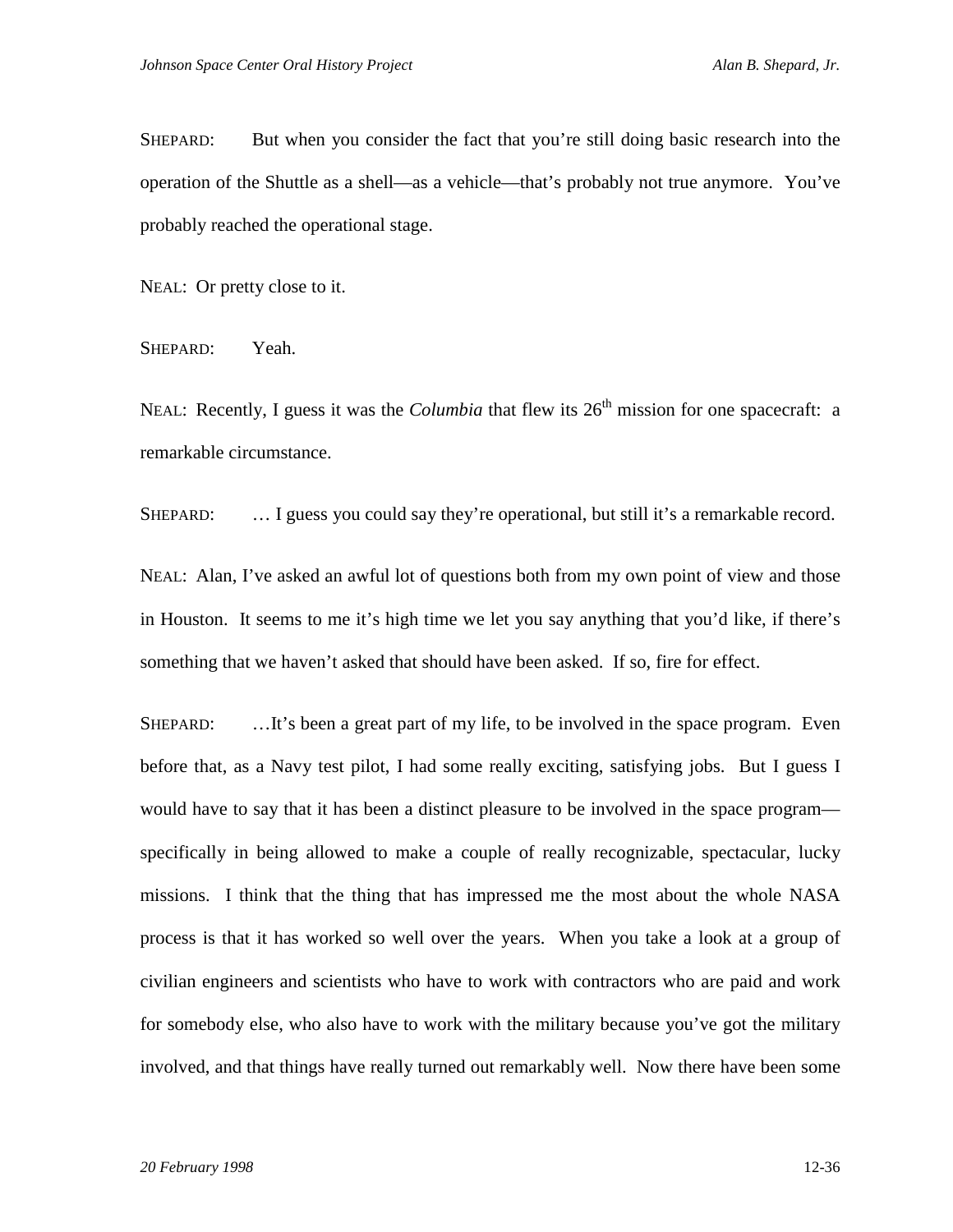SHEPARD: But when you consider the fact that you're still doing basic research into the operation of the Shuttle as a shell—as a vehicle—that's probably not true anymore. You've probably reached the operational stage.

NEAL: Or pretty close to it.

SHEPARD: Yeah.

NEAL: Recently, I guess it was the *Columbia* that flew its 26th mission for one spacecraft: a remarkable circumstance.

SHEPARD: … I guess you could say they're operational, but still it's a remarkable record.

NEAL: Alan, I've asked an awful lot of questions both from my own point of view and those in Houston. It seems to me it's high time we let you say anything that you'd like, if there's something that we haven't asked that should have been asked. If so, fire for effect.

SHEPARD: …It's been a great part of my life, to be involved in the space program. Even before that, as a Navy test pilot, I had some really exciting, satisfying jobs. But I guess I would have to say that it has been a distinct pleasure to be involved in the space program—specifically in being allowed to make a couple of really recognizable, spectacular, lucky missions. I think that the thing that has impressed me the most about the whole NASA process is that it has worked so well over the years. When you take a look at a group of civilian engineers and scientists who have to work with contractors who are paid and work for somebody else, who also have to work with the military because you've got the military involved, and that things have really turned out remarkably well. Now there have been some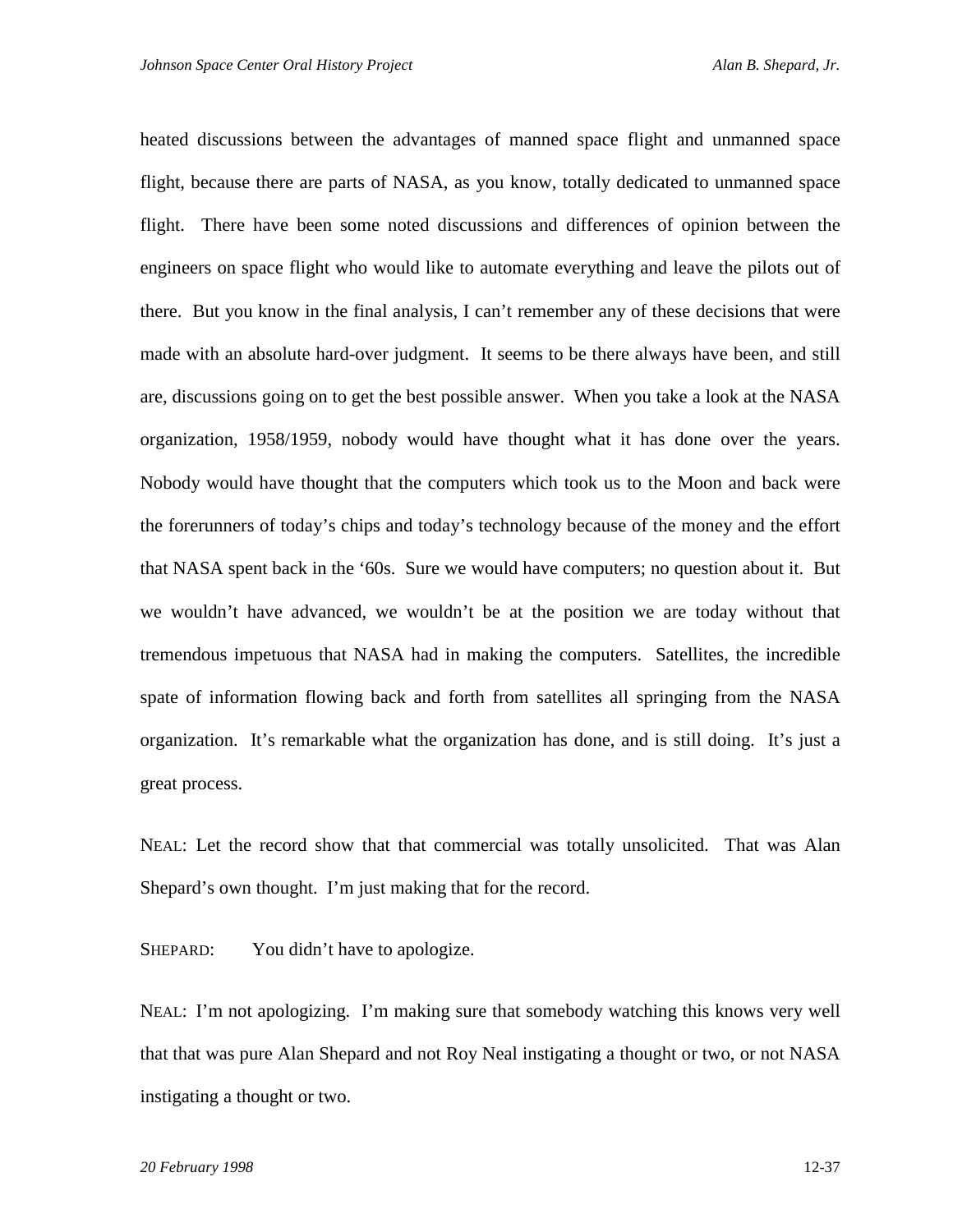heated discussions between the advantages of manned space flight and unmanned space flight, because there are parts of NASA, as you know, totally dedicated to unmanned space flight. There have been some noted discussions and differences of opinion between the engineers on space flight who would like to automate everything and leave the pilots out of there. But you know in the final analysis, I can't remember any of these decisions that were made with an absolute hard-over judgment. It seems to be there always have been, and still are, discussions going on to get the best possible answer. When you take a look at the NASA organization, 1958/1959, nobody would have thought what it has done over the years. Nobody would have thought that the computers which took us to the Moon and back were the forerunners of today's chips and today's technology because of the money and the effort that NASA spent back in the '60s. Sure we would have computers; no question about it. But we wouldn't have advanced, we wouldn't be at the position we are today without that tremendous impetuous that NASA had in making the computers. Satellites, the incredible spate of information flowing back and forth from satellites all springing from the NASA organization. It's remarkable what the organization has done, and is still doing. It's just a great process.

NEAL: Let the record show that that commercial was totally unsolicited. That was Alan Shepard's own thought. I'm just making that for the record.

SHEPARD: You didn't have to apologize.

NEAL: I'm not apologizing. I'm making sure that somebody watching this knows very well that that was pure Alan Shepard and not Roy Neal instigating a thought or two, or not NASA instigating a thought or two.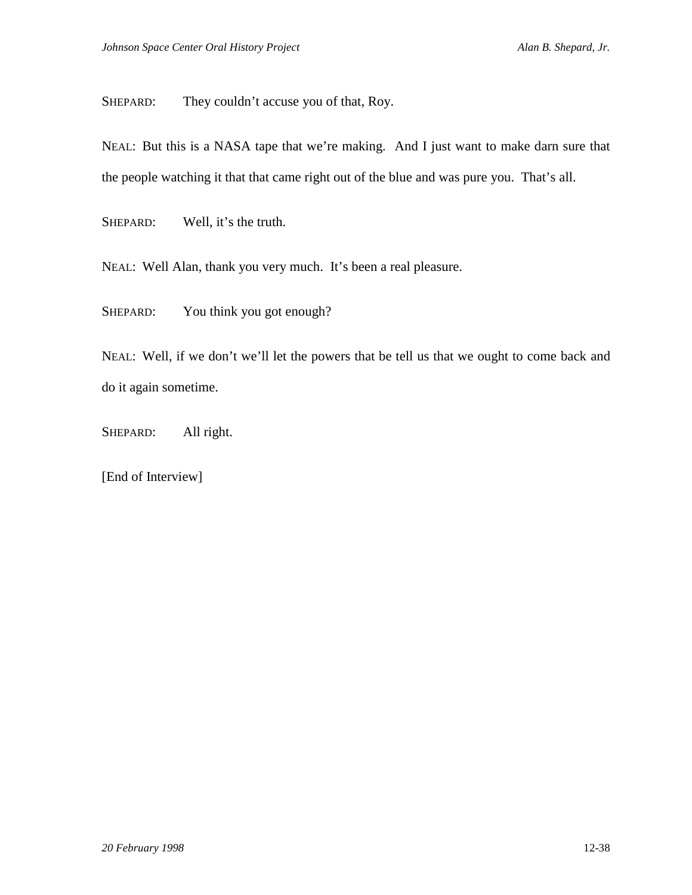SHEPARD: They couldn't accuse you of that, Roy.

NEAL: But this is a NASA tape that we're making. And I just want to make darn sure that the people watching it that that came right out of the blue and was pure you. That's all.

SHEPARD: Well, it's the truth.

NEAL: Well Alan, thank you very much. It's been a real pleasure.

SHEPARD: You think you got enough?

NEAL: Well, if we don't we'll let the powers that be tell us that we ought to come back and do it again sometime.

SHEPARD: All right.

[End of Interview]